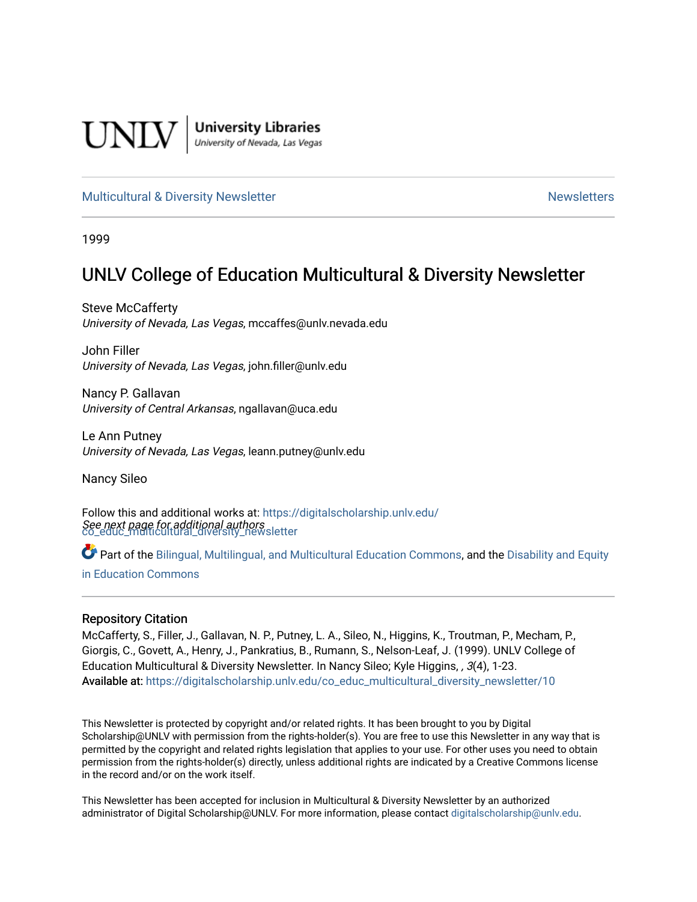UNLV | University Libraries
University of Nevada, Las Vegas

Multicultural & Diversity Newsletter | Newsletters

1999

# UNLV College of Education Multicultural & Diversity Newsletter

Steve McCafferty
*University of Nevada, Las Vegas*, mccaffes@unlv.nevada.edu

John Filler
*University of Nevada, Las Vegas*, john.filler@unlv.edu

Nancy P. Gallavan
*University of Central Arkansas*, ngallavan@uca.edu

Le Ann Putney
*University of Nevada, Las Vegas*, leann.putney@unlv.edu

Nancy Sileo

*See next page for additional authors*

Follow this and additional works at: https://digitalscholarship.unlv.edu/co_educ_multicultural_diversity_newsletter

Part of the Bilingual, Multilingual, and Multicultural Education Commons, and the Disability and Equity in Education Commons

## Repository Citation

McCafferty, S., Filler, J., Gallavan, N. P., Putney, L. A., Sileo, N., Higgins, K., Troutman, P., Mecham, P., Giorgis, C., Govett, A., Henry, J., Pankratius, B., Rumann, S., Nelson-Leaf, J. (1999). UNLV College of Education Multicultural & Diversity Newsletter. In Nancy Sileo; Kyle Higgins, , *3*(4), 1-23.
**Available at:** https://digitalscholarship.unlv.edu/co_educ_multicultural_diversity_newsletter/10

This Newsletter is protected by copyright and/or related rights. It has been brought to you by Digital Scholarship@UNLV with permission from the rights-holder(s). You are free to use this Newsletter in any way that is permitted by the copyright and related rights legislation that applies to your use. For other uses you need to obtain permission from the rights-holder(s) directly, unless additional rights are indicated by a Creative Commons license in the record and/or on the work itself.

This Newsletter has been accepted for inclusion in Multicultural & Diversity Newsletter by an authorized administrator of Digital Scholarship@UNLV. For more information, please contact digitalscholarship@unlv.edu.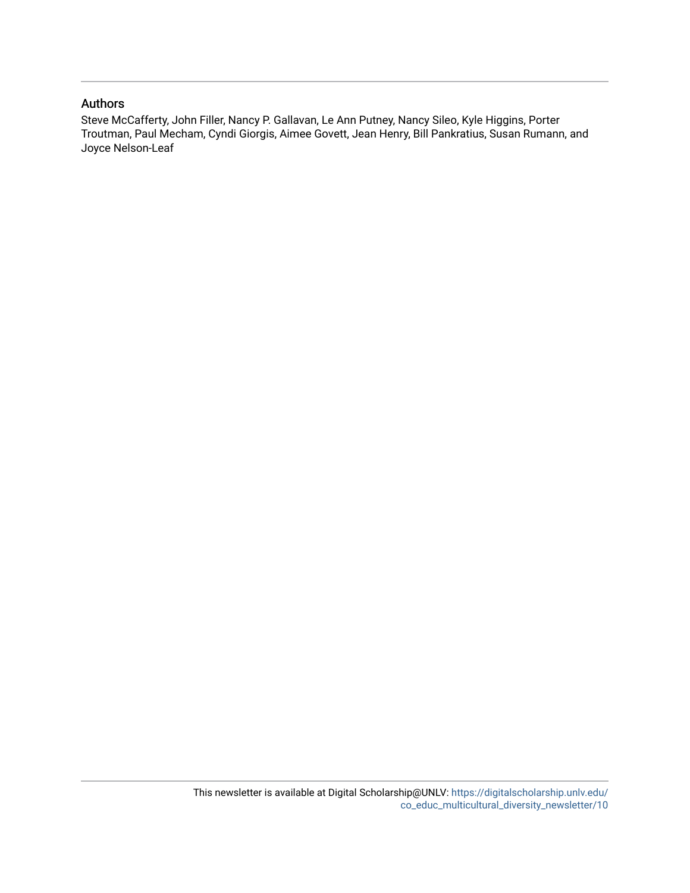## Authors

Steve McCafferty, John Filler, Nancy P. Gallavan, Le Ann Putney, Nancy Sileo, Kyle Higgins, Porter Troutman, Paul Mecham, Cyndi Giorgis, Aimee Govett, Jean Henry, Bill Pankratius, Susan Rumann, and Joyce Nelson-Leaf

This newsletter is available at Digital Scholarship@UNLV: https://digitalscholarship.unlv.edu/co_educ_multicultural_diversity_newsletter/10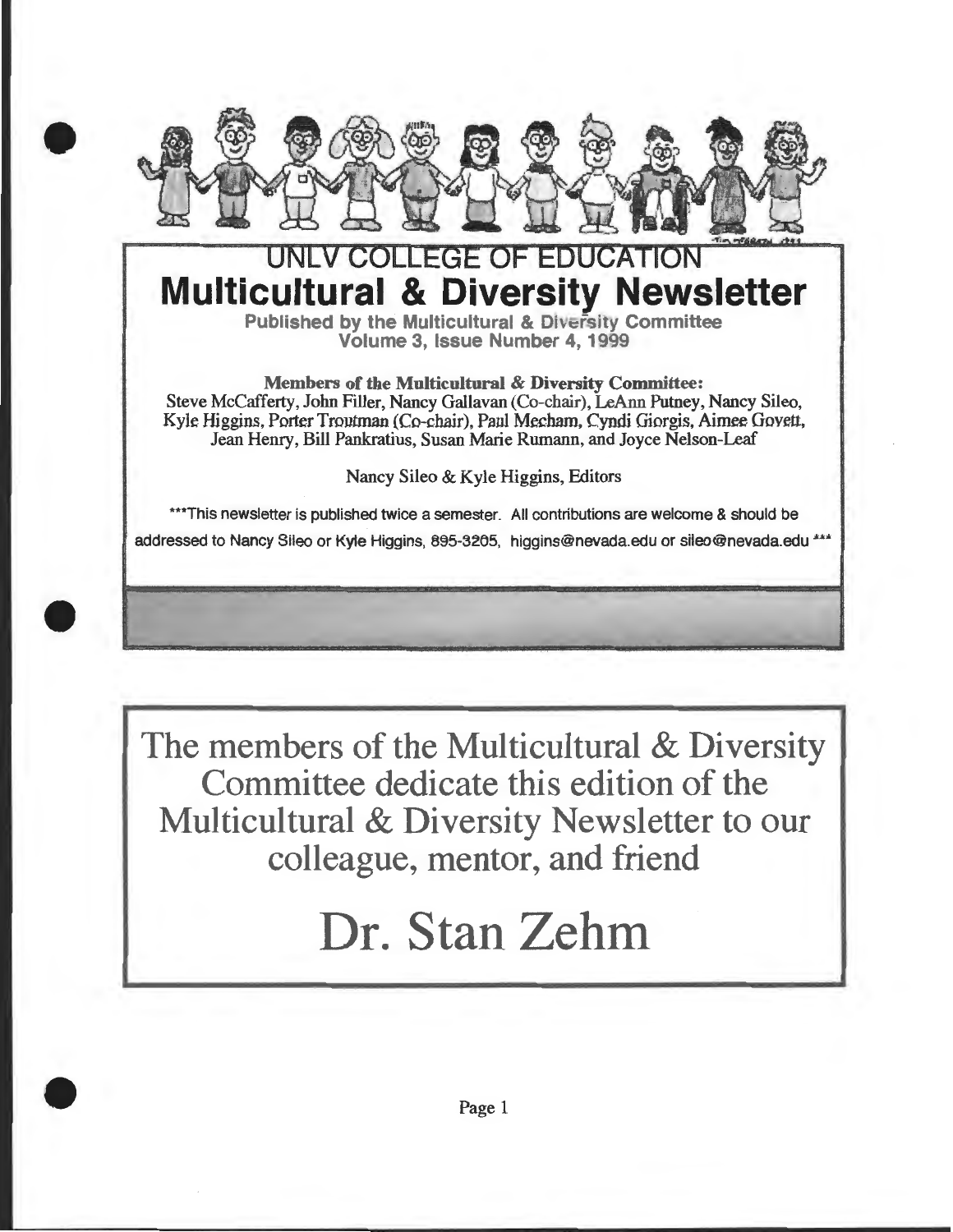# UNLV COLLEGE OF EDUCATION

# Multicultural & Diversity Newsletter

**Published by the Multicultural & Diversity Committee**
**Volume 3, Issue Number 4, 1999**

**Members of the Multicultural & Diversity Committee:**
Steve McCafferty, John Filler, Nancy Gallavan (Co-chair), LeAnn Putney, Nancy Sileo, Kyle Higgins, Porter Troutman (Co-chair), Paul Mecham, Cyndi Giorgis, Aimee Govett, Jean Henry, Bill Pankratius, Susan Marie Rumann, and Joyce Nelson-Leaf

Nancy Sileo & Kyle Higgins, Editors

***This newsletter is published twice a semester. All contributions are welcome & should be addressed to Nancy Sileo or Kyle Higgins, 895-3205, higgins@nevada.edu or sileo@nevada.edu ***

The members of the Multicultural & Diversity Committee dedicate this edition of the Multicultural & Diversity Newsletter to our colleague, mentor, and friend

# Dr. Stan Zehm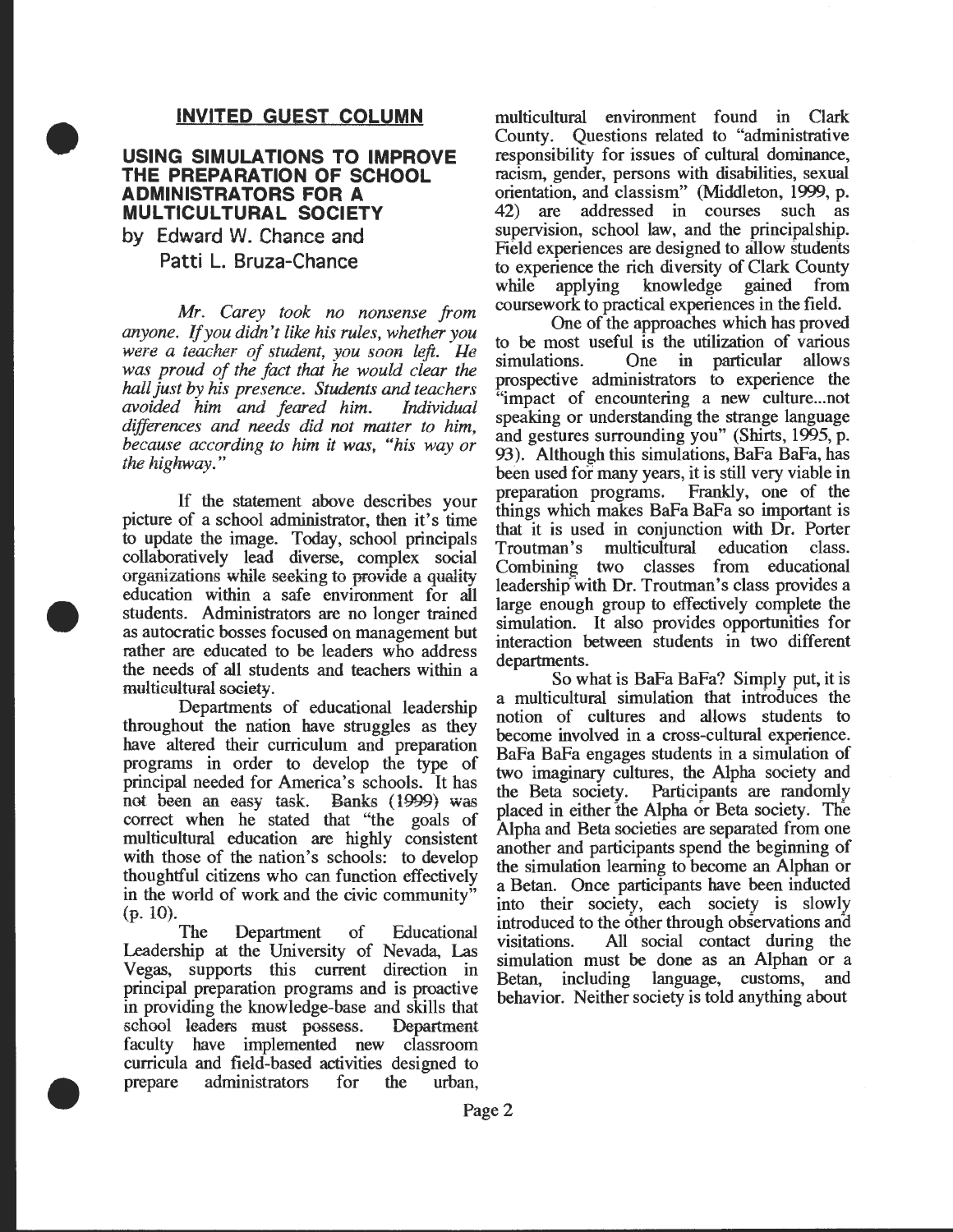## INVITED GUEST COLUMN

# USING SIMULATIONS TO IMPROVE THE PREPARATION OF SCHOOL ADMINISTRATORS FOR A MULTICULTURAL SOCIETY

by Edward W. Chance and Patti L. Bruza-Chance

*Mr. Carey took no nonsense from anyone. If you didn't like his rules, whether you were a teacher of student, you soon left. He was proud of the fact that he would clear the hall just by his presence. Students and teachers avoided him and feared him. Individual differences and needs did not matter to him, because according to him it was, "his way or the highway."*

If the statement above describes your picture of a school administrator, then it's time to update the image. Today, school principals collaboratively lead diverse, complex social organizations while seeking to provide a quality education within a safe environment for all students. Administrators are no longer trained as autocratic bosses focused on management but rather are educated to be leaders who address the needs of all students and teachers within a multicultural society.

Departments of educational leadership throughout the nation have struggles as they have altered their curriculum and preparation programs in order to develop the type of principal needed for America's schools. It has not been an easy task. Banks (1999) was correct when he stated that "the goals of multicultural education are highly consistent with those of the nation's schools: to develop thoughtful citizens who can function effectively in the world of work and the civic community" (p. 10).

The Department of Educational Leadership at the University of Nevada, Las Vegas, supports this current direction in principal preparation programs and is proactive in providing the knowledge-base and skills that school leaders must possess. Department faculty have implemented new classroom curricula and field-based activities designed to prepare administrators for the urban, multicultural environment found in Clark County. Questions related to "administrative responsibility for issues of cultural dominance, racism, gender, persons with disabilities, sexual orientation, and classism" (Middleton, 1999, p. 42) are addressed in courses such as supervision, school law, and the principalship. Field experiences are designed to allow students to experience the rich diversity of Clark County while applying knowledge gained from coursework to practical experiences in the field.

One of the approaches which has proved to be most useful is the utilization of various simulations. One in particular allows prospective administrators to experience the "impact of encountering a new culture...not speaking or understanding the strange language and gestures surrounding you" (Shirts, 1995, p. 93). Although this simulations, BaFa BaFa, has been used for many years, it is still very viable in preparation programs. Frankly, one of the things which makes BaFa BaFa so important is that it is used in conjunction with Dr. Porter Troutman's multicultural education class. Combining two classes from educational leadership with Dr. Troutman's class provides a large enough group to effectively complete the simulation. It also provides opportunities for interaction between students in two different departments.

So what is BaFa BaFa? Simply put, it is a multicultural simulation that introduces the notion of cultures and allows students to become involved in a cross-cultural experience. BaFa BaFa engages students in a simulation of two imaginary cultures, the Alpha society and the Beta society. Participants are randomly placed in either the Alpha or Beta society. The Alpha and Beta societies are separated from one another and participants spend the beginning of the simulation learning to become an Alphan or a Betan. Once participants have been inducted into their society, each society is slowly introduced to the other through observations and visitations. All social contact during the simulation must be done as an Alphan or a Betan, including language, customs, and behavior. Neither society is told anything about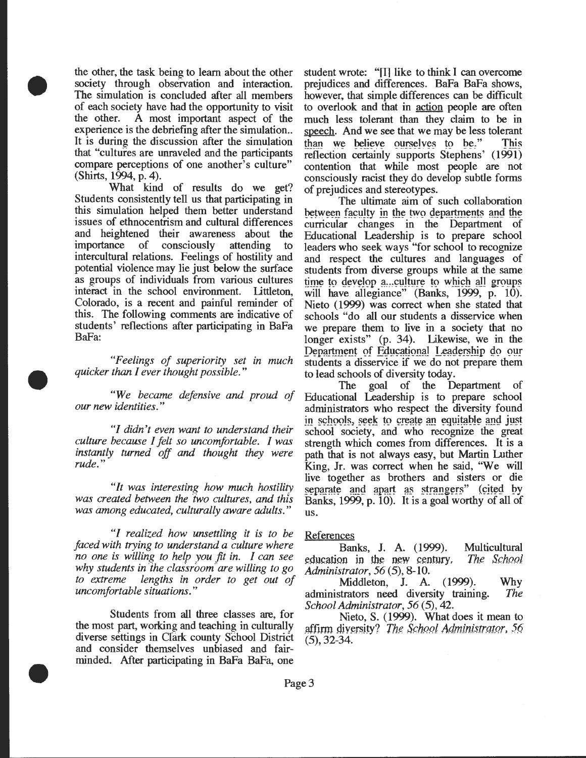the other, the task being to learn about the other society through observation and interaction. The simulation is concluded after all members of each society have had the opportunity to visit the other. A most important aspect of the experience is the debriefing after the simulation.. It is during the discussion after the simulation that "cultures are unraveled and the participants compare perceptions of one another's culture" (Shirts, 1994, p. 4).

What kind of results do we get? Students consistently tell us that participating in this simulation helped them better understand issues of ethnocentrism and cultural differences and heightened their awareness about the importance of consciously attending to intercultural relations. Feelings of hostility and potential violence may lie just below the surface as groups of individuals from various cultures interact in the school environment. Littleton, Colorado, is a recent and painful reminder of this. The following comments are indicative of students' reflections after participating in BaFa BaFa:

*"Feelings of superiority set in much quicker than I ever thought possible."*

*"We became defensive and proud of our new identities."*

*"I didn't even want to understand their culture because I felt so uncomfortable. I was instantly turned off and thought they were rude."*

*"It was interesting how much hostility was created between the two cultures, and this was among educated, culturally aware adults."*

*"I realized how unsettling it is to be faced with trying to understand a culture where no one is willing to help you fit in. I can see why students in the classroom are willing to go to extreme lengths in order to get out of uncomfortable situations."*

Students from all three classes are, for the most part, working and teaching in culturally diverse settings in Clark county School District and consider themselves unbiased and fair-minded. After participating in BaFa BaFa, one student wrote: "[I] like to think I can overcome prejudices and differences. BaFa BaFa shows, however, that simple differences can be difficult to overlook and that in action people are often much less tolerant than they claim to be in speech. And we see that we may be less tolerant than we believe ourselves to be." This reflection certainly supports Stephens' (1991) contention that while most people are not consciously racist they do develop subtle forms of prejudices and stereotypes.

The ultimate aim of such collaboration between faculty in the two departments and the curricular changes in the Department of Educational Leadership is to prepare school leaders who seek ways "for school to recognize and respect the cultures and languages of students from diverse groups while at the same time to develop a...culture to which all groups will have allegiance" (Banks, 1999, p. 10). Nieto (1999) was correct when she stated that schools "do all our students a disservice when we prepare them to live in a society that no longer exists" (p. 34). Likewise, we in the Department of Educational Leadership do our students a disservice if we do not prepare them to lead schools of diversity today.

The goal of the Department of Educational Leadership is to prepare school administrators who respect the diversity found in schools, seek to create an equitable and just school society, and who recognize the great strength which comes from differences. It is a path that is not always easy, but Martin Luther King, Jr. was correct when he said, "We will live together as brothers and sisters or die separate and apart as strangers" (cited by Banks, 1999, p. 10). It is a goal worthy of all of us.

## References

Banks, J. A. (1999). Multicultural education in the new century. *The School Administrator, 56* (5), 8-10.

Middleton, J. A. (1999). Why administrators need diversity training. *The School Administrator, 56* (5), 42.

Nieto, S. (1999). What does it mean to affirm diversity? *The School Administrator, 56* (5), 32-34.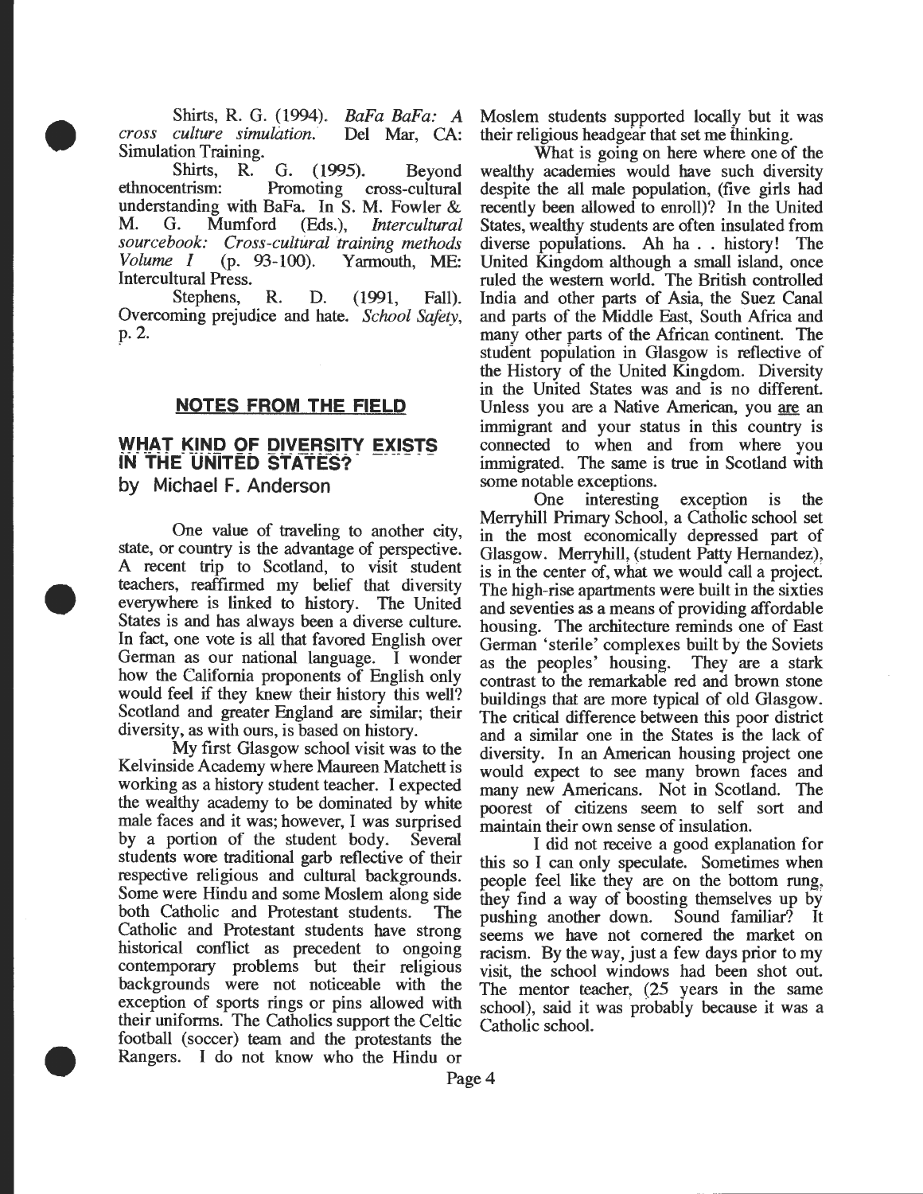Shirts, R. G. (1994). *BaFa BaFa: A cross culture simulation.* Del Mar, CA: Simulation Training.

Shirts, R. G. (1995). Beyond ethnocentrism: Promoting cross-cultural understanding with BaFa. In S. M. Fowler & M. G. Mumford (Eds.), *Intercultural sourcebook: Cross-cultural training methods Volume I* (p. 93-100). Yarmouth, ME: Intercultural Press.

Stephens, R. D. (1991, Fall). Overcoming prejudice and hate. *School Safety*, p. 2.

## NOTES FROM THE FIELD

### WHAT KIND OF DIVERSITY EXISTS IN THE UNITED STATES?

by Michael F. Anderson

One value of traveling to another city, state, or country is the advantage of perspective. A recent trip to Scotland, to visit student teachers, reaffirmed my belief that diversity everywhere is linked to history. The United States is and has always been a diverse culture. In fact, one vote is all that favored English over German as our national language. I wonder how the California proponents of English only would feel if they knew their history this well? Scotland and greater England are similar; their diversity, as with ours, is based on history.

My first Glasgow school visit was to the Kelvinside Academy where Maureen Matchett is working as a history student teacher. I expected the wealthy academy to be dominated by white male faces and it was; however, I was surprised by a portion of the student body. Several students wore traditional garb reflective of their respective religious and cultural backgrounds. Some were Hindu and some Moslem along side both Catholic and Protestant students. The Catholic and Protestant students have strong historical conflict as precedent to ongoing contemporary problems but their religious backgrounds were not noticeable with the exception of sports rings or pins allowed with their uniforms. The Catholics support the Celtic football (soccer) team and the protestants the Rangers. I do not know who the Hindu or Moslem students supported locally but it was their religious headgear that set me thinking.

What is going on here where one of the wealthy academies would have such diversity despite the all male population, (five girls had recently been allowed to enroll)? In the United States, wealthy students are often insulated from diverse populations. Ah ha . . history! The United Kingdom although a small island, once ruled the western world. The British controlled India and other parts of Asia, the Suez Canal and parts of the Middle East, South Africa and many other parts of the African continent. The student population in Glasgow is reflective of the History of the United Kingdom. Diversity in the United States was and is no different. Unless you are a Native American, you <u>are</u> an immigrant and your status in this country is connected to when and from where you immigrated. The same is true in Scotland with some notable exceptions.

One interesting exception is the Merryhill Primary School, a Catholic school set in the most economically depressed part of Glasgow. Merryhill, (student Patty Hernandez), is in the center of, what we would call a project. The high-rise apartments were built in the sixties and seventies as a means of providing affordable housing. The architecture reminds one of East German 'sterile' complexes built by the Soviets as the peoples' housing. They are a stark contrast to the remarkable red and brown stone buildings that are more typical of old Glasgow. The critical difference between this poor district and a similar one in the States is the lack of diversity. In an American housing project one would expect to see many brown faces and many new Americans. Not in Scotland. The poorest of citizens seem to self sort and maintain their own sense of insulation.

I did not receive a good explanation for this so I can only speculate. Sometimes when people feel like they are on the bottom rung, they find a way of boosting themselves up by pushing another down. Sound familiar? It seems we have not cornered the market on racism. By the way, just a few days prior to my visit, the school windows had been shot out. The mentor teacher, (25 years in the same school), said it was probably because it was a Catholic school.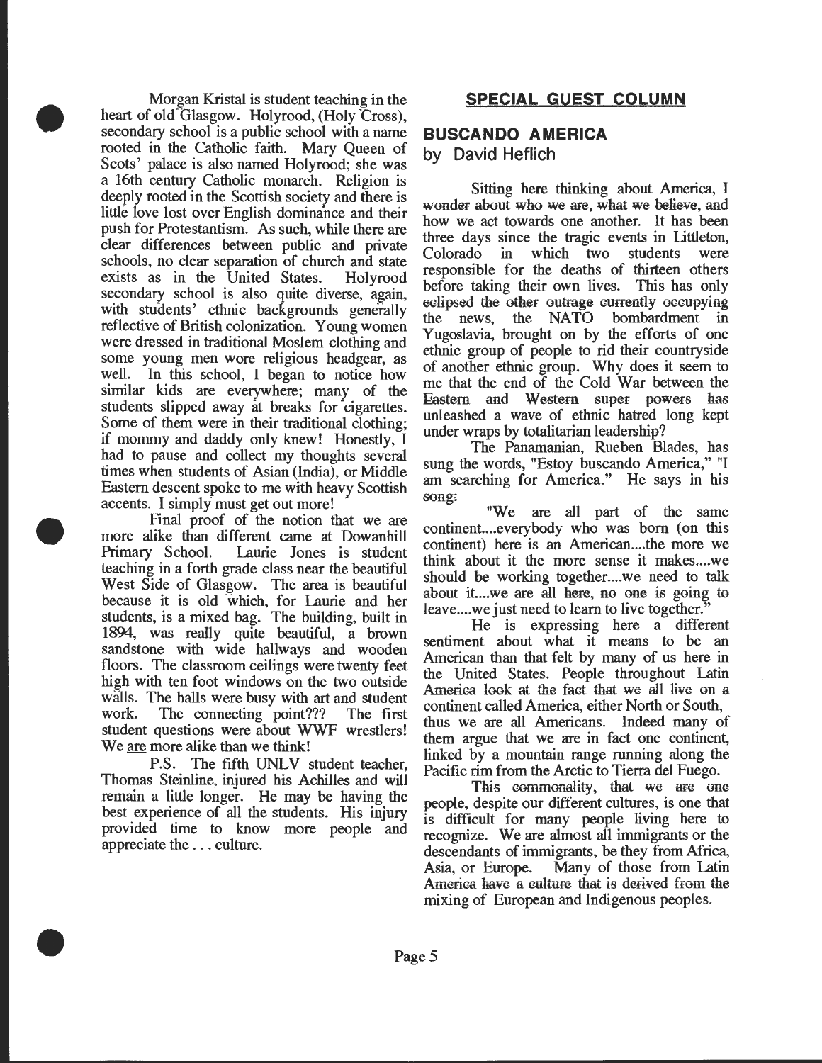Morgan Kristal is student teaching in the heart of old Glasgow. Holyrood, (Holy Cross), secondary school is a public school with a name rooted in the Catholic faith. Mary Queen of Scots' palace is also named Holyrood; she was a 16th century Catholic monarch. Religion is deeply rooted in the Scottish society and there is little love lost over English dominance and their push for Protestantism. As such, while there are clear differences between public and private schools, no clear separation of church and state exists as in the United States. Holyrood secondary school is also quite diverse, again, with students' ethnic backgrounds generally reflective of British colonization. Young women were dressed in traditional Moslem clothing and some young men wore religious headgear, as well. In this school, I began to notice how similar kids are everywhere; many of the students slipped away at breaks for cigarettes. Some of them were in their traditional clothing; if mommy and daddy only knew! Honestly, I had to pause and collect my thoughts several times when students of Asian (India), or Middle Eastern descent spoke to me with heavy Scottish accents. I simply must get out more!

Final proof of the notion that we are more alike than different came at Dowanhill Primary School. Laurie Jones is student teaching in a forth grade class near the beautiful West Side of Glasgow. The area is beautiful because it is old which, for Laurie and her students, is a mixed bag. The building, built in 1894, was really quite beautiful, a brown sandstone with wide hallways and wooden floors. The classroom ceilings were twenty feet high with ten foot windows on the two outside walls. The halls were busy with art and student work. The connecting point??? The first student questions were about WWF wrestlers! We are more alike than we think!

P.S. The fifth UNLV student teacher, Thomas Steinline, injured his Achilles and will remain a little longer. He may be having the best experience of all the students. His injury provided time to know more people and appreciate the . . . culture.

## SPECIAL GUEST COLUMN

## BUSCANDO AMERICA

### by David Heflich

Sitting here thinking about America, I wonder about who we are, what we believe, and how we act towards one another. It has been three days since the tragic events in Littleton, Colorado in which two students were responsible for the deaths of thirteen others before taking their own lives. This has only eclipsed the other outrage currently occupying the news, the NATO bombardment in Yugoslavia, brought on by the efforts of one ethnic group of people to rid their countryside of another ethnic group. Why does it seem to me that the end of the Cold War between the Eastern and Western super powers has unleashed a wave of ethnic hatred long kept under wraps by totalitarian leadership?

The Panamanian, Rueben Blades, has sung the words, "Estoy buscando America," "I am searching for America." He says in his song:

"We are all part of the same continent....everybody who was born (on this continent) here is an American....the more we think about it the more sense it makes....we should be working together....we need to talk about it....we are all here, no one is going to leave....we just need to learn to live together."

He is expressing here a different sentiment about what it means to be an American than that felt by many of us here in the United States. People throughout Latin America look at the fact that we all live on a continent called America, either North or South, thus we are all Americans. Indeed many of them argue that we are in fact one continent, linked by a mountain range running along the Pacific rim from the Arctic to Tierra del Fuego.

This commonality, that we are one people, despite our different cultures, is one that is difficult for many people living here to recognize. We are almost all immigrants or the descendants of immigrants, be they from Africa, Asia, or Europe. Many of those from Latin America have a culture that is derived from the mixing of European and Indigenous peoples.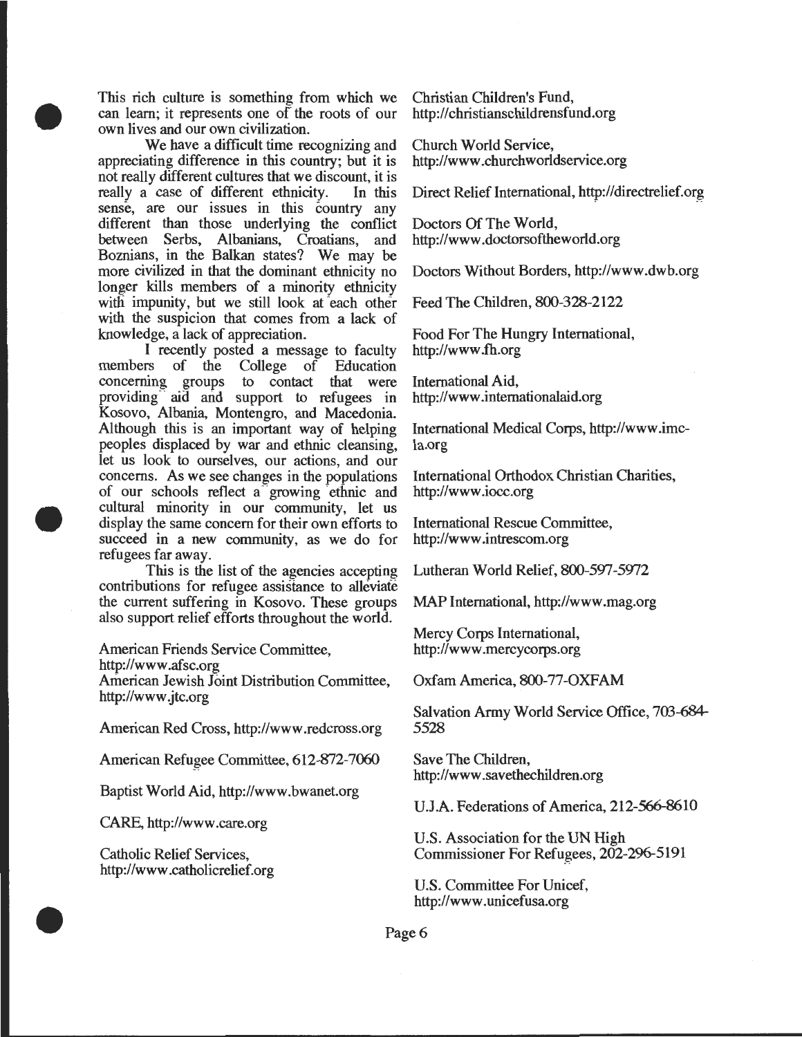This rich culture is something from which we can learn; it represents one of the roots of our own lives and our own civilization.

We have a difficult time recognizing and appreciating difference in this country; but it is not really different cultures that we discount, it is really a case of different ethnicity. In this sense, are our issues in this country any different than those underlying the conflict between Serbs, Albanians, Croatians, and Boznians, in the Balkan states? We may be more civilized in that the dominant ethnicity no longer kills members of a minority ethnicity with impunity, but we still look at each other with the suspicion that comes from a lack of knowledge, a lack of appreciation.

I recently posted a message to faculty members of the College of Education concerning groups to contact that were providing aid and support to refugees in Kosovo, Albania, Montengro, and Macedonia. Although this is an important way of helping peoples displaced by war and ethnic cleansing, let us look to ourselves, our actions, and our concerns. As we see changes in the populations of our schools reflect a growing ethnic and cultural minority in our community, let us display the same concern for their own efforts to succeed in a new community, as we do for refugees far away.

This is the list of the agencies accepting contributions for refugee assistance to alleviate the current suffering in Kosovo. These groups also support relief efforts throughout the world.

American Friends Service Committee, http://www.afsc.org
American Jewish Joint Distribution Committee, http://www.jtc.org

American Red Cross, http://www.redcross.org

American Refugee Committee, 612-872-7060

Baptist World Aid, http://www.bwanet.org

CARE, http://www.care.org

Catholic Relief Services, http://www.catholicrelief.org

Christian Children's Fund, http://christianschildrensfund.org

Church World Service, http://www.churchworldservice.org

Direct Relief International, http://directrelief.org

Doctors Of The World, http://www.doctorsoftheworld.org

Doctors Without Borders, http://www.dwb.org

Feed The Children, 800-328-2122

Food For The Hungry International, http://www.fh.org

International Aid, http://www.internationalaid.org

International Medical Corps, http://www.imc-la.org

International Orthodox Christian Charities, http://www.iocc.org

International Rescue Committee, http://www.intrescom.org

Lutheran World Relief, 800-597-5972

MAP International, http://www.mag.org

Mercy Corps International, http://www.mercycorps.org

Oxfam America, 800-77-OXFAM

Salvation Army World Service Office, 703-684-5528

Save The Children, http://www.savethechildren.org

U.J.A. Federations of America, 212-566-8610

U.S. Association for the UN High Commissioner For Refugees, 202-296-5191

U.S. Committee For Unicef, http://www.unicefusa.org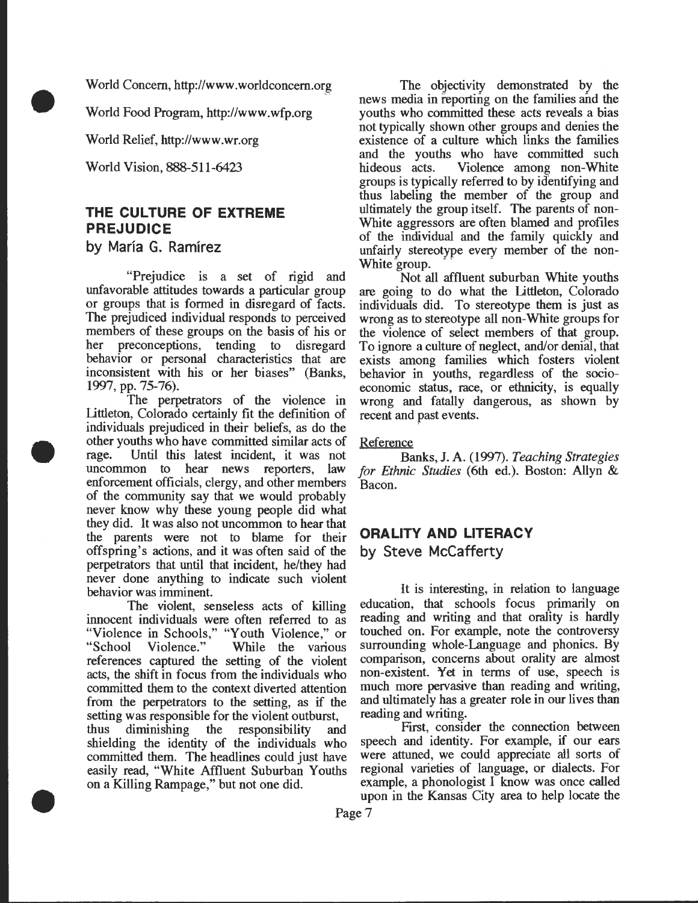World Concern, http://www.worldconcern.org

World Food Program, http://www.wfp.org

World Relief, http://www.wr.org

World Vision, 888-511-6423

## THE CULTURE OF EXTREME PREJUDICE

### by María G. Ramírez

"Prejudice is a set of rigid and unfavorable attitudes towards a particular group or groups that is formed in disregard of facts. The prejudiced individual responds to perceived members of these groups on the basis of his or her preconceptions, tending to disregard behavior or personal characteristics that are inconsistent with his or her biases" (Banks, 1997, pp. 75-76).

The perpetrators of the violence in Littleton, Colorado certainly fit the definition of individuals prejudiced in their beliefs, as do the other youths who have committed similar acts of rage. Until this latest incident, it was not uncommon to hear news reporters, law enforcement officials, clergy, and other members of the community say that we would probably never know why these young people did what they did. It was also not uncommon to hear that the parents were not to blame for their offspring's actions, and it was often said of the perpetrators that until that incident, he/they had never done anything to indicate such violent behavior was imminent.

The violent, senseless acts of killing innocent individuals were often referred to as "Violence in Schools," "Youth Violence," or "School Violence." While the various references captured the setting of the violent acts, the shift in focus from the individuals who committed them to the context diverted attention from the perpetrators to the setting, as if the setting was responsible for the violent outburst, thus diminishing the responsibility and shielding the identity of the individuals who committed them. The headlines could just have easily read, "White Affluent Suburban Youths on a Killing Rampage," but not one did.

The objectivity demonstrated by the news media in reporting on the families and the youths who committed these acts reveals a bias not typically shown other groups and denies the existence of a culture which links the families and the youths who have committed such hideous acts. Violence among non-White groups is typically referred to by identifying and thus labeling the member of the group and ultimately the group itself. The parents of non-White aggressors are often blamed and profiles of the individual and the family quickly and unfairly stereotype every member of the non-White group.

Not all affluent suburban White youths are going to do what the Littleton, Colorado individuals did. To stereotype them is just as wrong as to stereotype all non-White groups for the violence of select members of that group. To ignore a culture of neglect, and/or denial, that exists among families which fosters violent behavior in youths, regardless of the socio-economic status, race, or ethnicity, is equally wrong and fatally dangerous, as shown by recent and past events.

Reference

Banks, J. A. (1997). *Teaching Strategies for Ethnic Studies* (6th ed.). Boston: Allyn & Bacon.

## ORALITY AND LITERACY

### by Steve McCafferty

It is interesting, in relation to language education, that schools focus primarily on reading and writing and that orality is hardly touched on. For example, note the controversy surrounding whole-Language and phonics. By comparison, concerns about orality are almost non-existent. Yet in terms of use, speech is much more pervasive than reading and writing, and ultimately has a greater role in our lives than reading and writing.

First, consider the connection between speech and identity. For example, if our ears were attuned, we could appreciate all sorts of regional varieties of language, or dialects. For example, a phonologist I know was once called upon in the Kansas City area to help locate the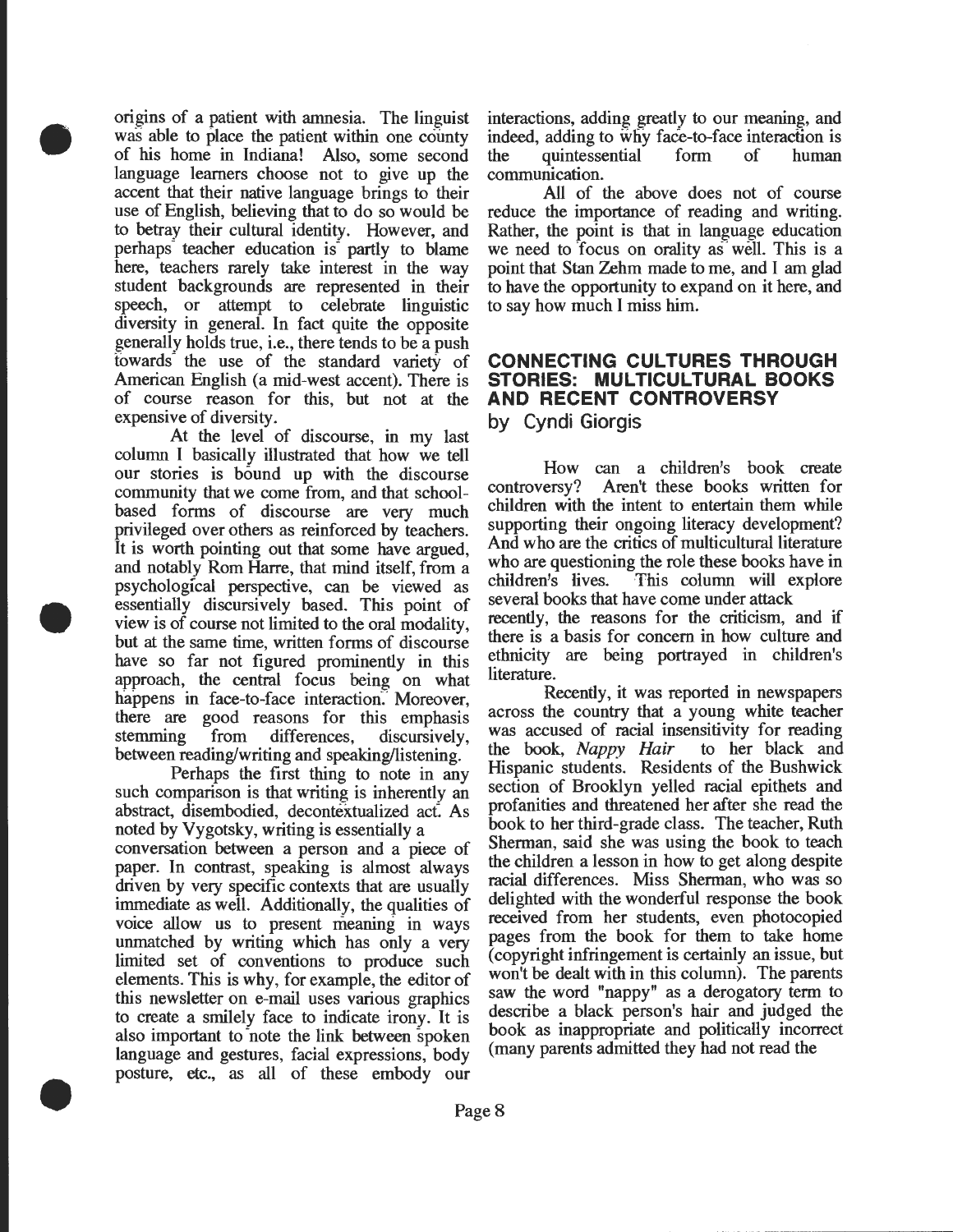origins of a patient with amnesia. The linguist was able to place the patient within one county of his home in Indiana! Also, some second language learners choose not to give up the accent that their native language brings to their use of English, believing that to do so would be to betray their cultural identity. However, and perhaps teacher education is partly to blame here, teachers rarely take interest in the way student backgrounds are represented in their speech, or attempt to celebrate linguistic diversity in general. In fact quite the opposite generally holds true, i.e., there tends to be a push towards the use of the standard variety of American English (a mid-west accent). There is of course reason for this, but not at the expensive of diversity.

At the level of discourse, in my last column I basically illustrated that how we tell our stories is bound up with the discourse community that we come from, and that school-based forms of discourse are very much privileged over others as reinforced by teachers. It is worth pointing out that some have argued, and notably Rom Harre, that mind itself, from a psychological perspective, can be viewed as essentially discursively based. This point of view is of course not limited to the oral modality, but at the same time, written forms of discourse have so far not figured prominently in this approach, the central focus being on what happens in face-to-face interaction. Moreover, there are good reasons for this emphasis stemming from differences, discursively, between reading/writing and speaking/listening.

Perhaps the first thing to note in any such comparison is that writing is inherently an abstract, disembodied, decontextualized act. As noted by Vygotsky, writing is essentially a conversation between a person and a piece of paper. In contrast, speaking is almost always driven by very specific contexts that are usually immediate as well. Additionally, the qualities of voice allow us to present meaning in ways unmatched by writing which has only a very limited set of conventions to produce such elements. This is why, for example, the editor of this newsletter on e-mail uses various graphics to create a smilely face to indicate irony. It is also important to note the link between spoken language and gestures, facial expressions, body posture, etc., as all of these embody our interactions, adding greatly to our meaning, and indeed, adding to why face-to-face interaction is the quintessential form of human communication.

All of the above does not of course reduce the importance of reading and writing. Rather, the point is that in language education we need to focus on orality as well. This is a point that Stan Zehm made to me, and I am glad to have the opportunity to expand on it here, and to say how much I miss him.

## CONNECTING CULTURES THROUGH STORIES: MULTICULTURAL BOOKS AND RECENT CONTROVERSY

by Cyndi Giorgis

How can a children's book create controversy? Aren't these books written for children with the intent to entertain them while supporting their ongoing literacy development? And who are the critics of multicultural literature who are questioning the role these books have in children's lives. This column will explore several books that have come under attack recently, the reasons for the criticism, and if there is a basis for concern in how culture and ethnicity are being portrayed in children's literature.

Recently, it was reported in newspapers across the country that a young white teacher was accused of racial insensitivity for reading the book, *Nappy Hair* to her black and Hispanic students. Residents of the Bushwick section of Brooklyn yelled racial epithets and profanities and threatened her after she read the book to her third-grade class. The teacher, Ruth Sherman, said she was using the book to teach the children a lesson in how to get along despite racial differences. Miss Sherman, who was so delighted with the wonderful response the book received from her students, even photocopied pages from the book for them to take home (copyright infringement is certainly an issue, but won't be dealt with in this column). The parents saw the word "nappy" as a derogatory term to describe a black person's hair and judged the book as inappropriate and politically incorrect (many parents admitted they had not read the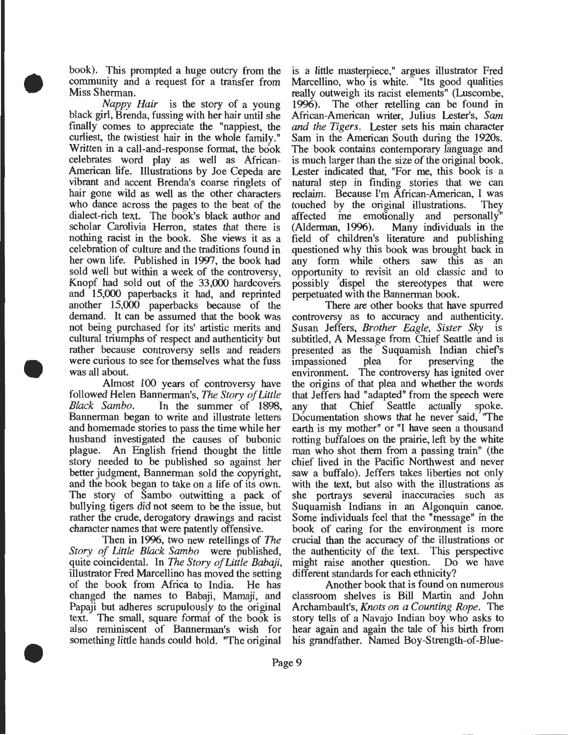book). This prompted a huge outcry from the community and a request for a transfer from Miss Sherman.

*Nappy Hair* is the story of a young black girl, Brenda, fussing with her hair until she finally comes to appreciate the "nappiest, the curliest, the twistiest hair in the whole family." Written in a call-and-response format, the book celebrates word play as well as African-American life. Illustrations by Joe Cepeda are vibrant and accent Brenda's coarse ringlets of hair gone wild as well as the other characters who dance across the pages to the beat of the dialect-rich text. The book's black author and scholar Carolivia Herron, states that there is nothing racist in the book. She views it as a celebration of culture and the traditions found in her own life. Published in 1997, the book had sold well but within a week of the controversy, Knopf had sold out of the 33,000 hardcovers and 15,000 paperbacks it had, and reprinted another 15,000 paperbacks because of the demand. It can be assumed that the book was not being purchased for its' artistic merits and cultural triumphs of respect and authenticity but rather because controversy sells and readers were curious to see for themselves what the fuss was all about.

Almost 100 years of controversy have followed Helen Bannerman's, *The Story of Little Black Sambo*. In the summer of 1898, Bannerman began to write and illustrate letters and homemade stories to pass the time while her husband investigated the causes of bubonic plague. An English friend thought the little story needed to be published so against her better judgment, Bannerman sold the copyright, and the book began to take on a life of its own. The story of Sambo outwitting a pack of bullying tigers *did* not seem to be the issue, but rather the crude, derogatory drawings and racist character names that were patently offensive.

Then in 1996, two new retellings of *The Story of Little Black Sambo* were published, quite coincidental. In *The Story of Little Babaji*, illustrator Fred Marcellino has moved the setting of the book from Africa to India. He has changed the names to Babaji, Mamaji, and Papaji but adheres scrupulously to the original text. The small, square format of the book is also reminiscent of Bannerman's wish for something little hands could hold. "The original is a little masterpiece," argues illustrator Fred Marcellino, who is white. "Its good qualities really outweigh its racist elements" (Luscombe, 1996). The other retelling can be found in African-American writer, Julius Lester's, *Sam and the Tigers*. Lester sets his main character Sam in the American South during the 1920s. The book contains contemporary language and is much larger than the size of the original book. Lester indicated that, "For me, this book is a natural step in finding stories that we can reclaim. Because I'm African-American, I was touched by the original illustrations. They affected me emotionally and personally" (Alderman, 1996). Many individuals in the field of children's literature and publishing questioned why this book was brought back in any form while others saw this as an opportunity to revisit an old classic and to possibly dispel the stereotypes that were perpetuated with the Bannerman book.

There are other books that have spurred controversy as to accuracy and authenticity. Susan Jeffers, *Brother Eagle, Sister Sky* is subtitled, A Message from Chief Seattle and is presented as the Suquamish Indian chief's impassioned plea for preserving the environment. The controversy has ignited over the origins of that plea and whether the words that Jeffers had "adapted" from the speech were any that Chief Seattle actually spoke. Documentation shows that he never said, "The earth is my mother" or "I have seen a thousand rotting buffaloes on the prairie, left by the white man who shot them from a passing train" (the chief lived in the Pacific Northwest and never saw a buffalo). Jeffers takes liberties not only with the text, but also with the illustrations as she portrays several inaccuracies such as Suquamish Indians in an Algonquin canoe. Some individuals feel that the "message" in the book of caring for the environment is more crucial than the accuracy of the illustrations or the authenticity of the text. This perspective might raise another question. Do we have different standards for each ethnicity?

Another book that is found on numerous classroom shelves is Bill Martin and John Archambault's, *Knots on a Counting Rope*. The story tells of a Navajo Indian boy who asks to hear again and again the tale of his birth from his grandfather. Named Boy-Strength-of-Blue-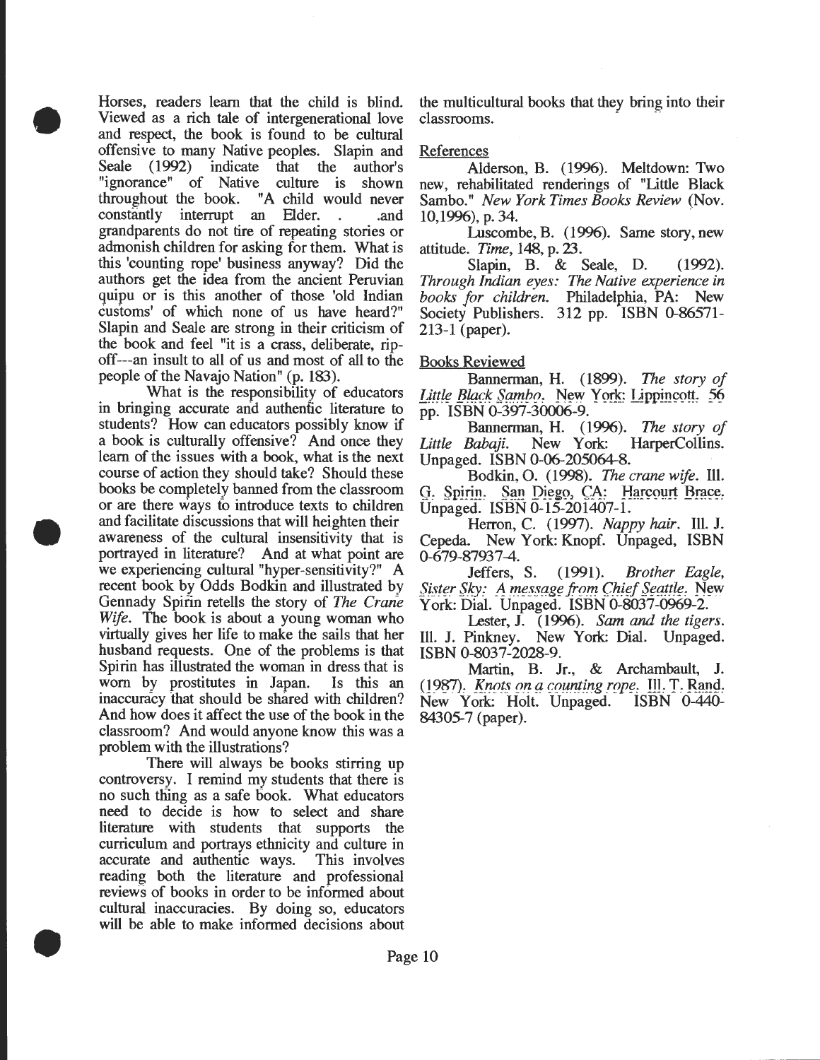Horses, readers learn that the child is blind. Viewed as a rich tale of intergenerational love and respect, the book is found to be cultural offensive to many Native peoples. Slapin and Seale (1992) indicate that the author's "ignorance" of Native culture is shown throughout the book. "A child would never constantly interrupt an Elder. . .and grandparents do not tire of repeating stories or admonish children for asking for them. What is this 'counting rope' business anyway? Did the authors get the idea from the ancient Peruvian quipu or is this another of those 'old Indian customs' of which none of us have heard?" Slapin and Seale are strong in their criticism of the book and feel "it is a crass, deliberate, rip-off---an insult to all of us and most of all to the people of the Navajo Nation" (p. 183).

What is the responsibility of educators in bringing accurate and authentic literature to students? How can educators possibly know if a book is culturally offensive? And once they learn of the issues with a book, what is the next course of action they should take? Should these books be completely banned from the classroom or are there ways to introduce texts to children and facilitate discussions that will heighten their awareness of the cultural insensitivity that is portrayed in literature? And at what point are we experiencing cultural "hyper-sensitivity?" A recent book by Odds Bodkin and illustrated by Gennady Spirin retells the story of *The Crane Wife*. The book is about a young woman who virtually gives her life to make the sails that her husband requests. One of the problems is that Spirin has illustrated the woman in dress that is worn by prostitutes in Japan. Is this an inaccuracy that should be shared with children? And how does it affect the use of the book in the classroom? And would anyone know this was a problem with the illustrations?

There will always be books stirring up controversy. I remind my students that there is no such thing as a safe book. What educators need to decide is how to select and share literature with students that supports the curriculum and portrays ethnicity and culture in accurate and authentic ways. This involves reading both the literature and professional reviews of books in order to be informed about cultural inaccuracies. By doing so, educators will be able to make informed decisions about the multicultural books that they bring into their classrooms.

## References

Alderson, B. (1996). Meltdown: Two new, rehabilitated renderings of "Little Black Sambo." *New York Times Books Review* (Nov. 10,1996), p. 34.

Luscombe, B. (1996). Same story, new attitude. *Time*, 148, p. 23.

Slapin, B. & Seale, D. (1992). *Through Indian eyes: The Native experience in books for children.* Philadelphia, PA: New Society Publishers. 312 pp. ISBN 0-86571-213-1 (paper).

## Books Reviewed

Bannerman, H. (1899). *The story of Little Black Sambo.* New York: Lippincott. 56 pp. ISBN 0-397-30006-9.

Bannerman, H. (1996). *The story of Little Babaji.* New York: HarperCollins. Unpaged. ISBN 0-06-205064-8.

Bodkin, O. (1998). *The crane wife.* Ill. G. Spirin. San Diego, CA: Harcourt Brace. Unpaged. ISBN 0-15-201407-1.

Herron, C. (1997). *Nappy hair.* Ill. J. Cepeda. New York: Knopf. Unpaged, ISBN 0-679-87937-4.

Jeffers, S. (1991). *Brother Eagle, Sister Sky: A message from Chief Seattle.* New York: Dial. Unpaged. ISBN 0-8037-0969-2.

Lester, J. (1996). *Sam and the tigers.* Ill. J. Pinkney. New York: Dial. Unpaged. ISBN 0-8037-2028-9.

Martin, B. Jr., & Archambault, J. (1987). *Knots on a counting rope.* Ill. T. Rand. New York: Holt. Unpaged. ISBN 0-440-84305-7 (paper).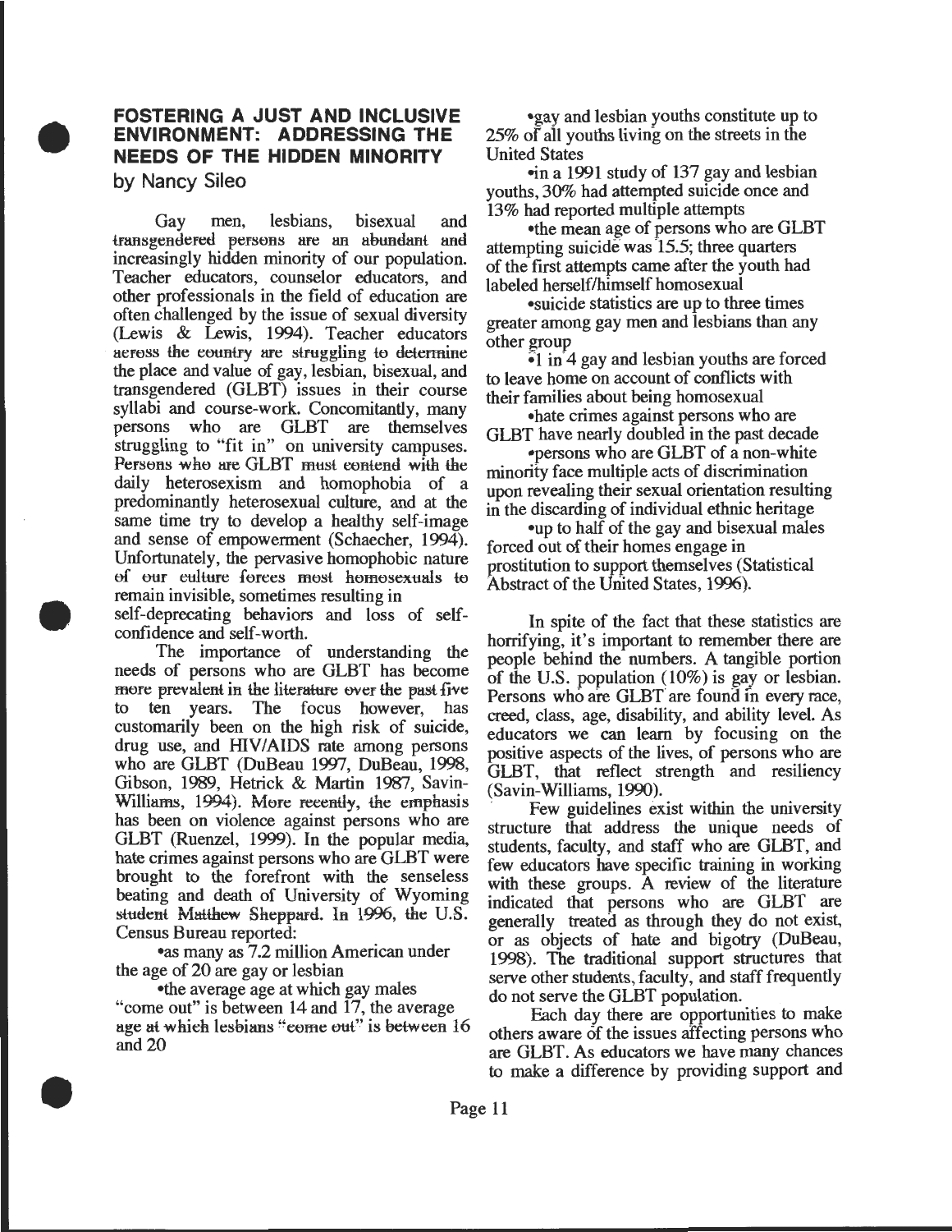## FOSTERING A JUST AND INCLUSIVE ENVIRONMENT: ADDRESSING THE NEEDS OF THE HIDDEN MINORITY

by Nancy Sileo

Gay men, lesbians, bisexual and transgendered persons are an abundant and increasingly hidden minority of our population. Teacher educators, counselor educators, and other professionals in the field of education are often challenged by the issue of sexual diversity (Lewis & Lewis, 1994). Teacher educators across the country are struggling to determine the place and value of gay, lesbian, bisexual, and transgendered (GLBT) issues in their course syllabi and course-work. Concomitantly, many persons who are GLBT are themselves struggling to "fit in" on university campuses. Persons who are GLBT must contend with the daily heterosexism and homophobia of a predominantly heterosexual culture, and at the same time try to develop a healthy self-image and sense of empowerment (Schaecher, 1994). Unfortunately, the pervasive homophobic nature of our culture forces most homosexuals to remain invisible, sometimes resulting in self-deprecating behaviors and loss of self-confidence and self-worth.

The importance of understanding the needs of persons who are GLBT has become more prevalent in the literature over the past five to ten years. The focus however, has customarily been on the high risk of suicide, drug use, and HIV/AIDS rate among persons who are GLBT (DuBeau 1997, DuBeau, 1998, Gibson, 1989, Hetrick & Martin 1987, Savin-Williams, 1994). More recently, the emphasis has been on violence against persons who are GLBT (Ruenzel, 1999). In the popular media, hate crimes against persons who are GLBT were brought to the forefront with the senseless beating and death of University of Wyoming student Matthew Sheppard. In 1996, the U.S. Census Bureau reported:

- as many as 7.2 million American under the age of 20 are gay or lesbian
- the average age at which gay males "come out" is between 14 and 17, the average age at which lesbians "come out" is between 16 and 20
- gay and lesbian youths constitute up to 25% of all youths living on the streets in the United States
- in a 1991 study of 137 gay and lesbian youths, 30% had attempted suicide once and 13% had reported multiple attempts
- the mean age of persons who are GLBT attempting suicide was 15.5; three quarters of the first attempts came after the youth had labeled herself/himself homosexual
- suicide statistics are up to three times greater among gay men and lesbians than any other group
- 1 in 4 gay and lesbian youths are forced to leave home on account of conflicts with their families about being homosexual
- hate crimes against persons who are GLBT have nearly doubled in the past decade
- persons who are GLBT of a non-white minority face multiple acts of discrimination upon revealing their sexual orientation resulting in the discarding of individual ethnic heritage
- up to half of the gay and bisexual males forced out of their homes engage in prostitution to support themselves (Statistical Abstract of the United States, 1996).

In spite of the fact that these statistics are horrifying, it's important to remember there are people behind the numbers. A tangible portion of the U.S. population (10%) is gay or lesbian. Persons who are GLBT are found in every race, creed, class, age, disability, and ability level. As educators we can learn by focusing on the positive aspects of the lives, of persons who are GLBT, that reflect strength and resiliency (Savin-Williams, 1990).

Few guidelines exist within the university structure that address the unique needs of students, faculty, and staff who are GLBT, and few educators have specific training in working with these groups. A review of the literature indicated that persons who are GLBT are generally treated as through they do not exist, or as objects of hate and bigotry (DuBeau, 1998). The traditional support structures that serve other students, faculty, and staff frequently do not serve the GLBT population.

Each day there are opportunities to make others aware of the issues affecting persons who are GLBT. As educators we have many chances to make a difference by providing support and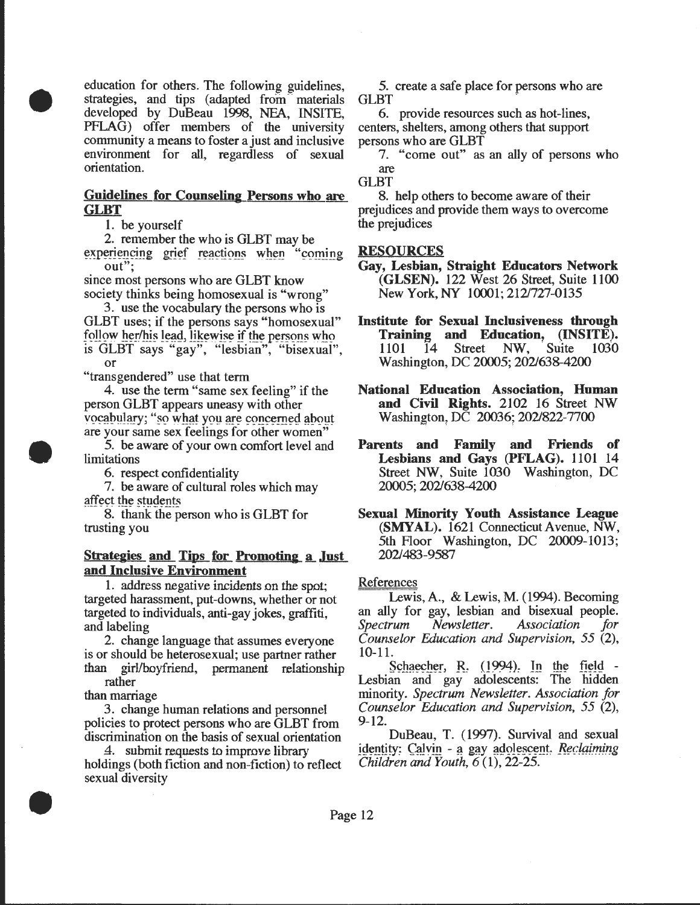education for others. The following guidelines, strategies, and tips (adapted from materials developed by DuBeau 1998, NEA, INSITE, PFLAG) offer members of the university community a means to foster a just and inclusive environment for all, regardless of sexual orientation.

## Guidelines for Counseling Persons who are GLBT

1. be yourself
2. remember the who is GLBT may be experiencing grief reactions when "coming out"; since most persons who are GLBT know society thinks being homosexual is "wrong"
3. use the vocabulary the persons who is GLBT uses; if the persons says "homosexual" follow her/his lead, likewise if the persons who is GLBT says "gay", "lesbian", "bisexual", or "transgendered" use that term
4. use the term "same sex feeling" if the person GLBT appears uneasy with other vocabulary; "so what you are concerned about are your same sex feelings for other women"
5. be aware of your own comfort level and limitations
6. respect confidentiality
7. be aware of cultural roles which may affect the students
8. thank the person who is GLBT for trusting you

## Strategies and Tips for Promoting a Just and Inclusive Environment

1. address negative incidents on the spot; targeted harassment, put-downs, whether or not targeted to individuals, anti-gay jokes, graffiti, and labeling
2. change language that assumes everyone is or should be heterosexual; use partner rather than girl/boyfriend, permanent relationship rather than marriage
3. change human relations and personnel policies to protect persons who are GLBT from discrimination on the basis of sexual orientation
4. submit requests to improve library holdings (both fiction and non-fiction) to reflect sexual diversity
5. create a safe place for persons who are GLBT
6. provide resources such as hot-lines, centers, shelters, among others that support persons who are GLBT
7. "come out" as an ally of persons who are GLBT
8. help others to become aware of their prejudices and provide them ways to overcome the prejudices

## RESOURCES

**Gay, Lesbian, Straight Educators Network (GLSEN).** 122 West 26 Street, Suite 1100 New York, NY 10001; 212/727-0135

**Institute for Sexual Inclusiveness through Training and Education, (INSITE).** 1101 14 Street NW, Suite 1030 Washington, DC 20005; 202/638-4200

**National Education Association, Human and Civil Rights.** 2102 16 Street NW Washington, DC 20036; 202/822-7700

**Parents and Family and Friends of Lesbians and Gays (PFLAG).** 1101 14 Street NW, Suite 1030 Washington, DC 20005; 202/638-4200

**Sexual Minority Youth Assistance League (SMYAL).** 1621 Connecticut Avenue, NW, 5th Floor Washington, DC 20009-1013; 202/483-9587

### References

Lewis, A., & Lewis, M. (1994). Becoming an ally for gay, lesbian and bisexual people. *Spectrum Newsletter. Association for Counselor Education and Supervision, 55* (2), 10-11.

Schaecher, R. (1994). In the field - Lesbian and gay adolescents: The hidden minority. *Spectrum Newsletter. Association for Counselor Education and Supervision, 55* (2), 9-12.

DuBeau, T. (1997). Survival and sexual identity: Calvin - a gay adolescent. *Reclaiming Children and Youth, 6* (1), 22-25.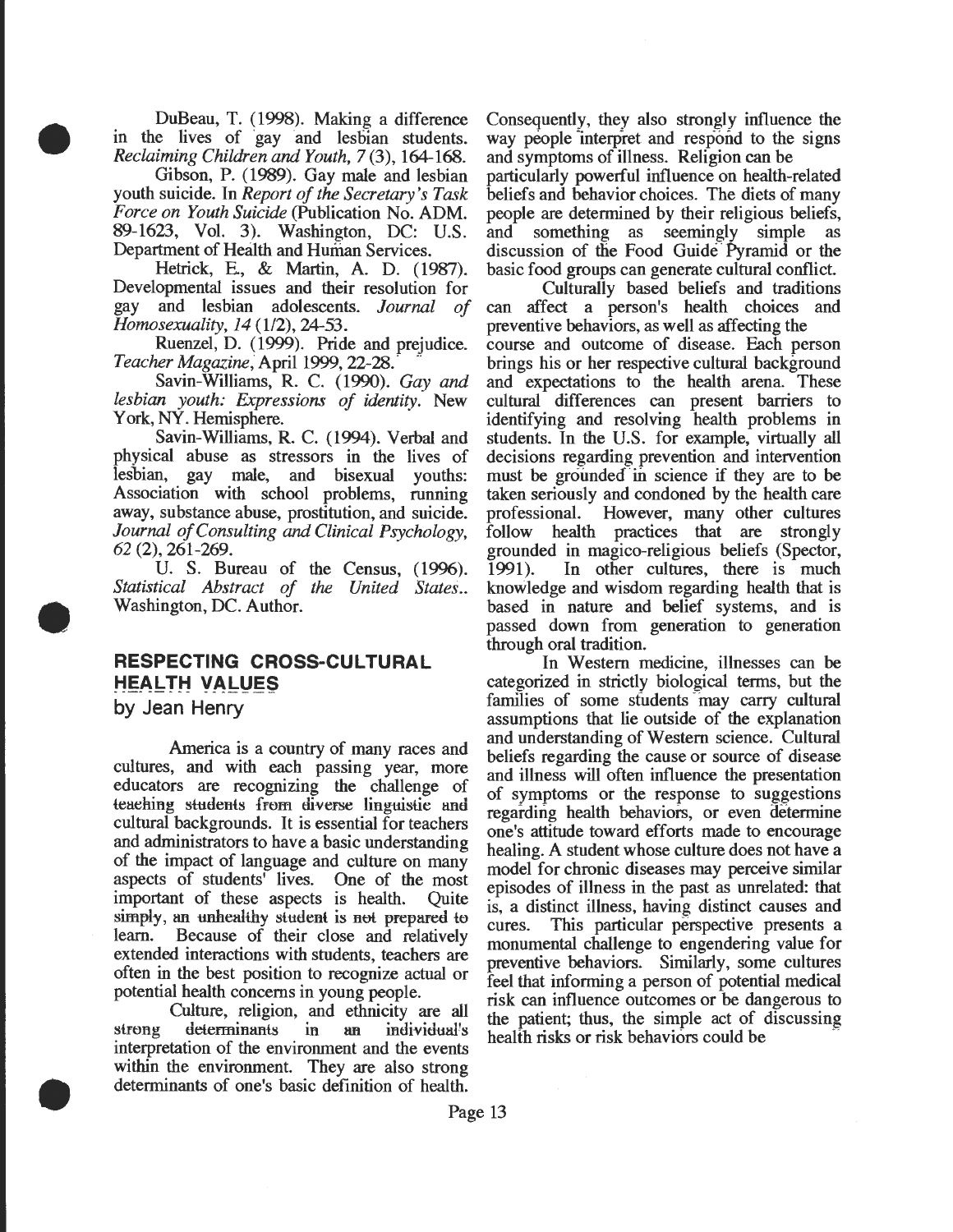DuBeau, T. (1998). Making a difference in the lives of gay and lesbian students. *Reclaiming Children and Youth, 7* (3), 164-168.

Gibson, P. (1989). Gay male and lesbian youth suicide. In *Report of the Secretary's Task Force on Youth Suicide* (Publication No. ADM. 89-1623, Vol. 3). Washington, DC: U.S. Department of Health and Human Services.

Hetrick, E., & Martin, A. D. (1987). Developmental issues and their resolution for gay and lesbian adolescents. *Journal of Homosexuality, 14* (1/2), 24-53.

Ruenzel, D. (1999). Pride and prejudice. *Teacher Magazine*, April 1999, 22-28.

Savin-Williams, R. C. (1990). *Gay and lesbian youth: Expressions of identity.* New York, NY. Hemisphere.

Savin-Williams, R. C. (1994). Verbal and physical abuse as stressors in the lives of lesbian, gay male, and bisexual youths: Association with school problems, running away, substance abuse, prostitution, and suicide. *Journal of Consulting and Clinical Psychology, 62* (2), 261-269.

U. S. Bureau of the Census, (1996). *Statistical Abstract of the United States..* Washington, DC. Author.

## RESPECTING CROSS-CULTURAL HEALTH VALUES

by Jean Henry

America is a country of many races and cultures, and with each passing year, more educators are recognizing the challenge of teaching students from diverse linguistic and cultural backgrounds. It is essential for teachers and administrators to have a basic understanding of the impact of language and culture on many aspects of students' lives. One of the most important of these aspects is health. Quite simply, an unhealthy student is not prepared to learn. Because of their close and relatively extended interactions with students, teachers are often in the best position to recognize actual or potential health concerns in young people.

Culture, religion, and ethnicity are all strong determinants in an individual's interpretation of the environment and the events within the environment. They are also strong determinants of one's basic definition of health. Consequently, they also strongly influence the way people interpret and respond to the signs and symptoms of illness. Religion can be particularly powerful influence on health-related beliefs and behavior choices. The diets of many people are determined by their religious beliefs, and something as seemingly simple as discussion of the Food Guide Pyramid or the basic food groups can generate cultural conflict.

Culturally based beliefs and traditions can affect a person's health choices and preventive behaviors, as well as affecting the course and outcome of disease. Each person brings his or her respective cultural background and expectations to the health arena. These cultural differences can present barriers to identifying and resolving health problems in students. In the U.S. for example, virtually all decisions regarding prevention and intervention must be grounded in science if they are to be taken seriously and condoned by the health care professional. However, many other cultures follow health practices that are strongly grounded in magico-religious beliefs (Spector, 1991). In other cultures, there is much knowledge and wisdom regarding health that is based in nature and belief systems, and is passed down from generation to generation through oral tradition.

In Western medicine, illnesses can be categorized in strictly biological terms, but the families of some students may carry cultural assumptions that lie outside of the explanation and understanding of Western science. Cultural beliefs regarding the cause or source of disease and illness will often influence the presentation of symptoms or the response to suggestions regarding health behaviors, or even determine one's attitude toward efforts made to encourage healing. A student whose culture does not have a model for chronic diseases may perceive similar episodes of illness in the past as unrelated: that is, a distinct illness, having distinct causes and cures. This particular perspective presents a monumental challenge to engendering value for preventive behaviors. Similarly, some cultures feel that informing a person of potential medical risk can influence outcomes or be dangerous to the patient; thus, the simple act of discussing health risks or risk behaviors could be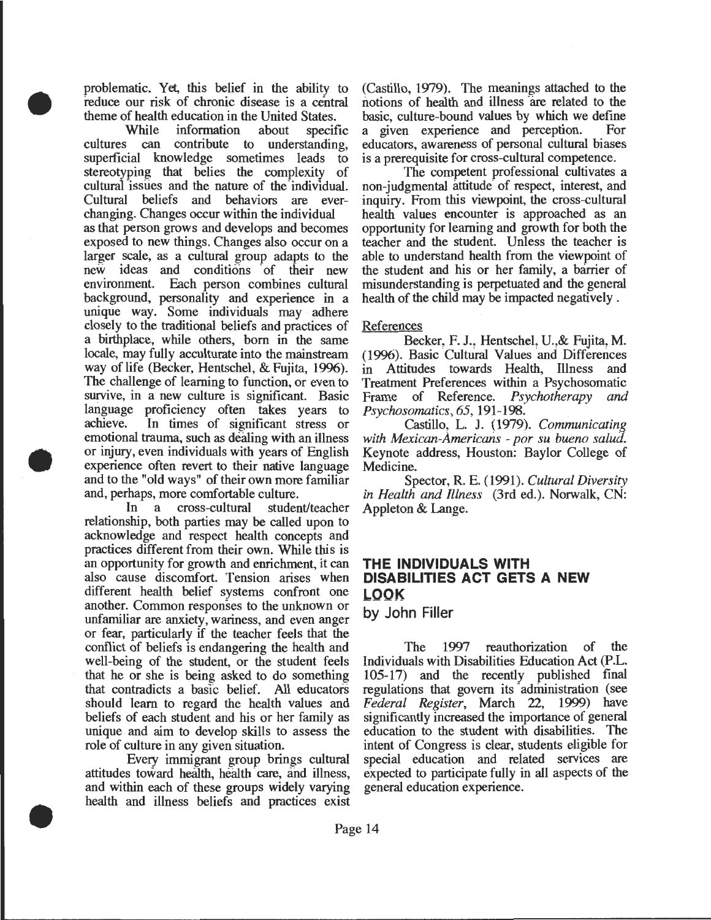problematic. Yet, this belief in the ability to reduce our risk of chronic disease is a central theme of health education in the United States.

While information about specific cultures can contribute to understanding, superficial knowledge sometimes leads to stereotyping that belies the complexity of cultural issues and the nature of the individual. Cultural beliefs and behaviors are ever-changing. Changes occur within the individual as that person grows and develops and becomes exposed to new things. Changes also occur on a larger scale, as a cultural group adapts to the new ideas and conditions of their new environment. Each person combines cultural background, personality and experience in a unique way. Some individuals may adhere closely to the traditional beliefs and practices of a birthplace, while others, born in the same locale, may fully acculturate into the mainstream way of life (Becker, Hentschel, & Fujita, 1996). The challenge of learning to function, or even to survive, in a new culture is significant. Basic language proficiency often takes years to achieve. In times of significant stress or emotional trauma, such as dealing with an illness or injury, even individuals with years of English experience often revert to their native language and to the "old ways" of their own more familiar and, perhaps, more comfortable culture.

In a cross-cultural student/teacher relationship, both parties may be called upon to acknowledge and respect health concepts and practices different from their own. While this is an opportunity for growth and enrichment, it can also cause discomfort. Tension arises when different health belief systems confront one another. Common responses to the unknown or unfamiliar are anxiety, wariness, and even anger or fear, particularly if the teacher feels that the conflict of beliefs is endangering the health and well-being of the student, or the student feels that he or she is being asked to do something that contradicts a basic belief. All educators should learn to regard the health values and beliefs of each student and his or her family as unique and aim to develop skills to assess the role of culture in any given situation.

Every immigrant group brings cultural attitudes toward health, health care, and illness, and within each of these groups widely varying health and illness beliefs and practices exist (Castillo, 1979). The meanings attached to the notions of health and illness are related to the basic, culture-bound values by which we define a given experience and perception. For educators, awareness of personal cultural biases is a prerequisite for cross-cultural competence.

The competent professional cultivates a non-judgmental attitude of respect, interest, and inquiry. From this viewpoint, the cross-cultural health values encounter is approached as an opportunity for learning and growth for both the teacher and the student. Unless the teacher is able to understand health from the viewpoint of the student and his or her family, a barrier of misunderstanding is perpetuated and the general health of the child may be impacted negatively .

References

Becker, F. J., Hentschel, U.,& Fujita, M. (1996). Basic Cultural Values and Differences in Attitudes towards Health, Illness and Treatment Preferences within a Psychosomatic Frame of Reference. *Psychotherapy and Psychosomatics, 65*, 191-198.

Castillo, L. J. (1979). *Communicating with Mexican-Americans - por su bueno salud.* Keynote address, Houston: Baylor College of Medicine.

Spector, R. E. (1991). *Cultural Diversity in Health and Illness* (3rd ed.). Norwalk, CN: Appleton & Lange.

## THE INDIVIDUALS WITH DISABILITIES ACT GETS A NEW LOOK

by John Filler

The 1997 reauthorization of the Individuals with Disabilities Education Act (P.L. 105-17) and the recently published final regulations that govern its administration (see *Federal Register*, March 22, 1999) have significantly increased the importance of general education to the student with disabilities. The intent of Congress is clear, students eligible for special education and related services are expected to participate fully in all aspects of the general education experience.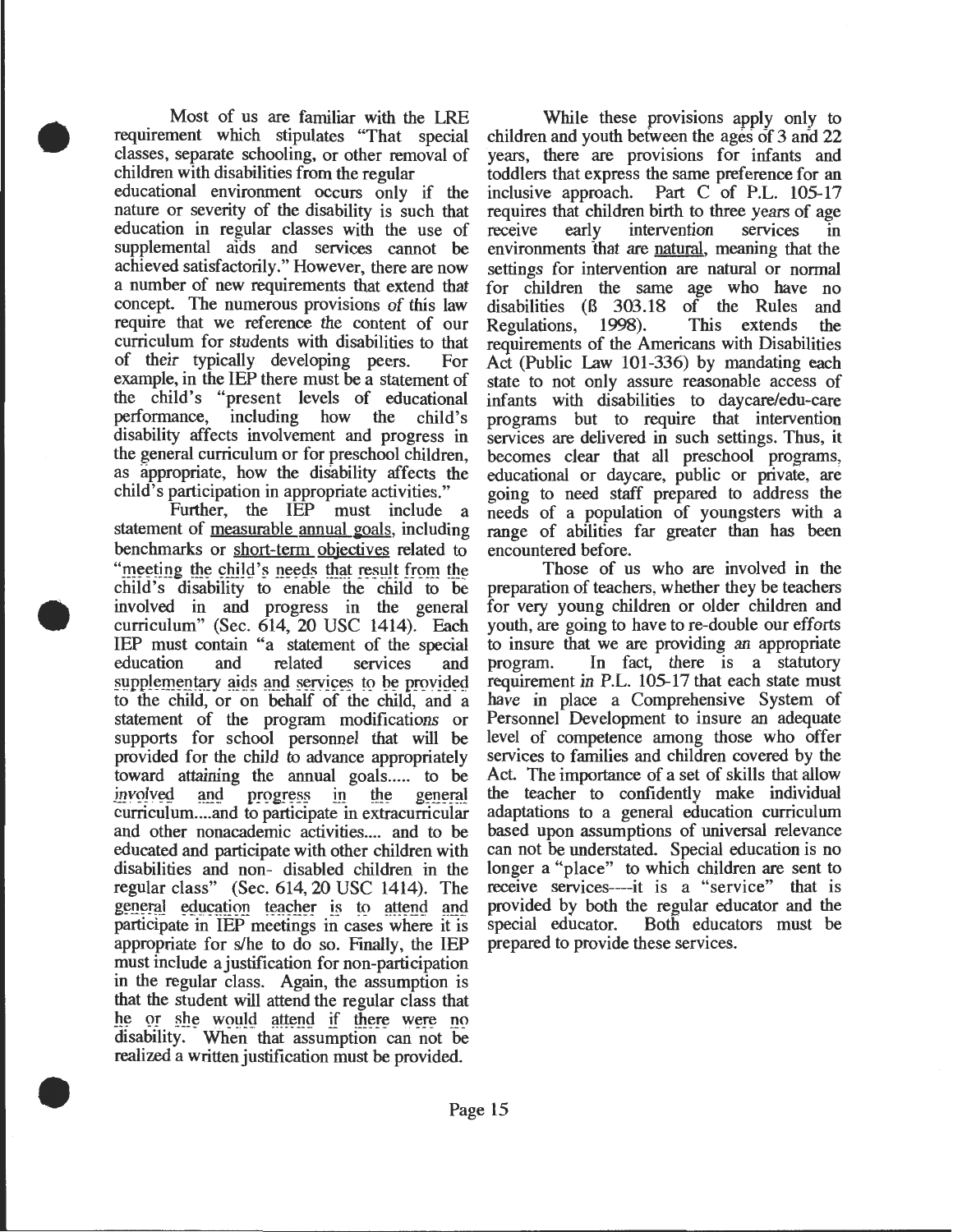Most of us are familiar with the LRE requirement which stipulates "That special classes, separate schooling, or other removal of children with disabilities from the regular educational environment occurs only if the nature or severity of the disability is such that education in regular classes with the use of supplemental aids and services cannot be achieved satisfactorily." However, there are now a number of new requirements that extend that concept. The numerous provisions of this law require that we reference the content of our curriculum for students with disabilities to that of their typically developing peers. For example, in the IEP there must be a statement of the child's "present levels of educational performance, including how the child's disability affects involvement and progress in the general curriculum or for preschool children, as appropriate, how the disability affects the child's participation in appropriate activities."

Further, the IEP must include a statement of measurable annual goals, including benchmarks or short-term objectives related to "meeting the child's needs that result from the child's disability to enable the child to be involved in and progress in the general curriculum" (Sec. 614, 20 USC 1414). Each IEP must contain "a statement of the special education and related services and supplementary aids and services to be provided to the child, or on behalf of the child, and a statement of the program modifications or supports for school personnel that will be provided for the child to advance appropriately toward attaining the annual goals..... to be involved and progress in the general curriculum....and to participate in extracurricular and other nonacademic activities.... and to be educated and participate with other children with disabilities and non- disabled children in the regular class" (Sec. 614, 20 USC 1414). The general education teacher is to attend and participate in IEP meetings in cases where it is appropriate for s/he to do so. Finally, the IEP must include a justification for non-participation in the regular class. Again, the assumption is that the student will attend the regular class that he or she would attend if there were no disability. When that assumption can not be realized a written justification must be provided.

While these provisions apply only to children and youth between the ages of 3 and 22 years, there are provisions for infants and toddlers that express the same preference for an inclusive approach. Part C of P.L. 105-17 requires that children birth to three years of age receive early intervention services in environments that are natural, meaning that the settings for intervention are natural or normal for children the same age who have no disabilities (ß 303.18 of the Rules and Regulations, 1998). This extends the requirements of the Americans with Disabilities Act (Public Law 101-336) by mandating each state to not only assure reasonable access of infants with disabilities to daycare/edu-care programs but to require that intervention services are delivered in such settings. Thus, it becomes clear that all preschool programs, educational or daycare, public or private, are going to need staff prepared to address the needs of a population of youngsters with a range of abilities far greater than has been encountered before.

Those of us who are involved in the preparation of teachers, whether they be teachers for very young children or older children and youth, are going to have to re-double our efforts to insure that we are providing an appropriate program. In fact, there is a statutory requirement in P.L. 105-17 that each state must have in place a Comprehensive System of Personnel Development to insure an adequate level of competence among those who offer services to families and children covered by the Act. The importance of a set of skills that allow the teacher to confidently make individual adaptations to a general education curriculum based upon assumptions of universal relevance can not be understated. Special education is no longer a "place" to which children are sent to receive services----it is a "service" that is provided by both the regular educator and the special educator. Both educators must be prepared to provide these services.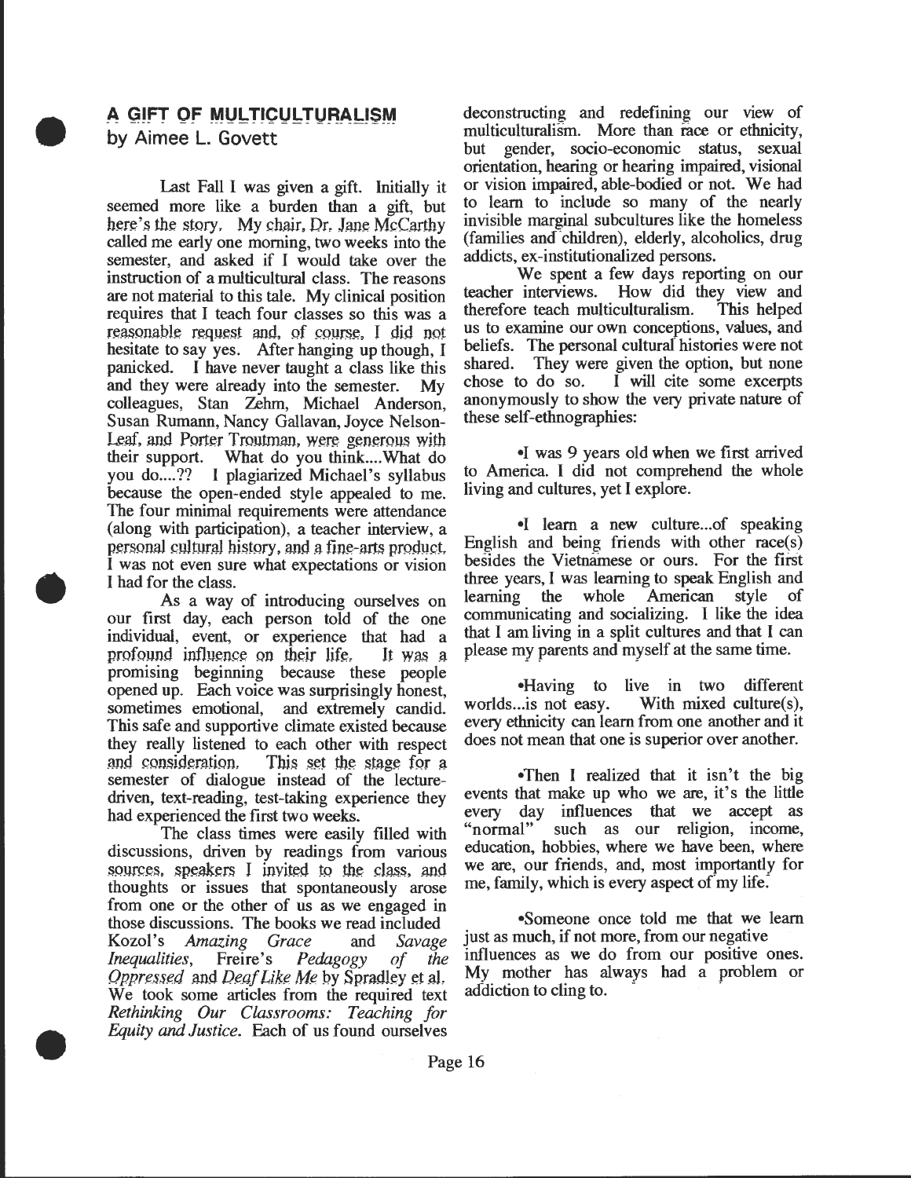## A GIFT OF MULTICULTURALISM

by Aimee L. Govett

Last Fall I was given a gift. Initially it seemed more like a burden than a gift, but here's the story. My chair, Dr. Jane McCarthy called me early one morning, two weeks into the semester, and asked if I would take over the instruction of a multicultural class. The reasons are not material to this tale. My clinical position requires that I teach four classes so this was a reasonable request and, of course, I did not hesitate to say yes. After hanging up though, I panicked. I have never taught a class like this and they were already into the semester. My colleagues, Stan Zehm, Michael Anderson, Susan Rumann, Nancy Gallavan, Joyce Nelson-Leaf, and Porter Troutman, were generous with their support. What do you think....What do you do....?? I plagiarized Michael's syllabus because the open-ended style appealed to me. The four minimal requirements were attendance (along with participation), a teacher interview, a personal cultural history, and a fine-arts product. I was not even sure what expectations or vision I had for the class.

As a way of introducing ourselves on our first day, each person told of the one individual, event, or experience that had a profound influence on their life. It was a promising beginning because these people opened up. Each voice was surprisingly honest, sometimes emotional, and extremely candid. This safe and supportive climate existed because they really listened to each other with respect and consideration. This set the stage for a semester of dialogue instead of the lecture-driven, text-reading, test-taking experience they had experienced the first two weeks.

The class times were easily filled with discussions, driven by readings from various sources, speakers I invited to the class, and thoughts or issues that spontaneously arose from one or the other of us as we engaged in those discussions. The books we read included Kozol's *Amazing Grace* and *Savage Inequalities*, Freire's *Pedagogy of the Oppressed* and *Deaf Like Me* by Spradley et al. We took some articles from the required text *Rethinking Our Classrooms: Teaching for Equity and Justice*. Each of us found ourselves deconstructing and redefining our view of multiculturalism. More than race or ethnicity, but gender, socio-economic status, sexual orientation, hearing or hearing impaired, visional or vision impaired, able-bodied or not. We had to learn to include so many of the nearly invisible marginal subcultures like the homeless (families and children), elderly, alcoholics, drug addicts, ex-institutionalized persons.

We spent a few days reporting on our teacher interviews. How did they view and therefore teach multiculturalism. This helped us to examine our own conceptions, values, and beliefs. The personal cultural histories were not shared. They were given the option, but none chose to do so. I will cite some excerpts anonymously to show the very private nature of these self-ethnographies:

•I was 9 years old when we first arrived to America. I did not comprehend the whole living and cultures, yet I explore.

•I learn a new culture...of speaking English and being friends with other race(s) besides the Vietnamese or ours. For the first three years, I was learning to speak English and learning the whole American style of communicating and socializing. I like the idea that I am living in a split cultures and that I can please my parents and myself at the same time.

•Having to live in two different worlds...is not easy. With mixed culture(s), every ethnicity can learn from one another and it does not mean that one is superior over another.

•Then I realized that it isn't the big events that make up who we are, it's the little every day influences that we accept as "normal" such as our religion, income, education, hobbies, where we have been, where we are, our friends, and, most importantly for me, family, which is every aspect of my life.

•Someone once told me that we learn just as much, if not more, from our negative influences as we do from our positive ones. My mother has always had a problem or addiction to cling to.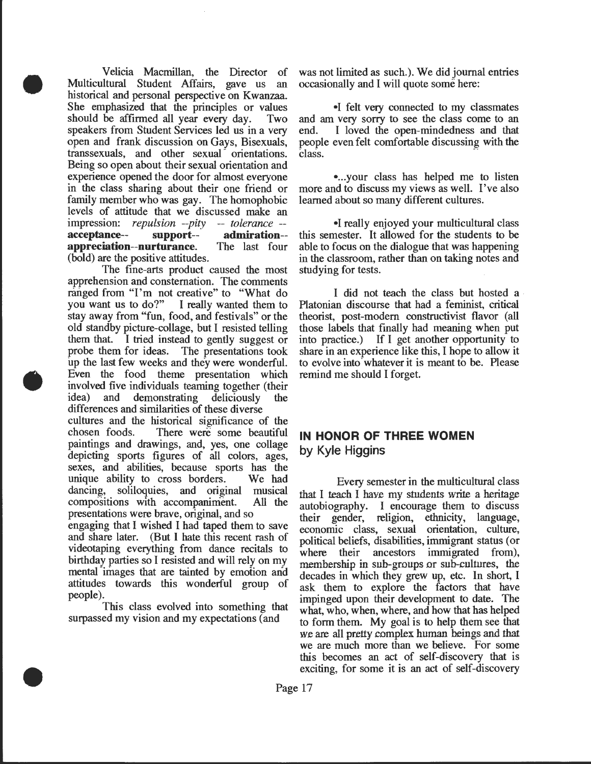Velicia Macmillan, the Director of Multicultural Student Affairs, gave us an historical and personal perspective on Kwanzaa. She emphasized that the principles or values should be affirmed all year every day. Two speakers from Student Services led us in a very open and frank discussion on Gays, Bisexuals, transsexuals, and other sexual orientations. Being so open about their sexual orientation and experience opened the door for almost everyone in the class sharing about their one friend or family member who was gay. The homophobic levels of attitude that we discussed make an impression: *repulsion --pity -- tolerance --* **acceptance-- support-- admiration-- appreciation--nurturance**. The last four (bold) are the positive attitudes.

The fine-arts product caused the most apprehension and consternation. The comments ranged from "I'm not creative" to "What do you want us to do?" I really wanted them to stay away from "fun, food, and festivals" or the old standby picture-collage, but I resisted telling them that. I tried instead to gently suggest or probe them for ideas. The presentations took up the last few weeks and they were wonderful. Even the food theme presentation which involved five individuals teaming together (their idea) and demonstrating deliciously the differences and similarities of these diverse cultures and the historical significance of the chosen foods. There were some beautiful paintings and drawings, and, yes, one collage depicting sports figures of all colors, ages, sexes, and abilities, because sports has the unique ability to cross borders. We had dancing, soliloquies, and original musical compositions with accompaniment. All the presentations were brave, original, and so engaging that I wished I had taped them to save and share later. (But I hate this recent rash of videotaping everything from dance recitals to birthday parties so I resisted and will rely on my mental images that are tainted by emotion and attitudes towards this wonderful group of people).

This class evolved into something that surpassed my vision and my expectations (and was not limited as such.). We did journal entries occasionally and I will quote some here:

•I felt very connected to my classmates and am very sorry to see the class come to an end. I loved the open-mindedness and that people even felt comfortable discussing with the class.

•...your class has helped me to listen more and to discuss my views as well. I've also learned about so many different cultures.

•I really enjoyed your multicultural class this semester. It allowed for the students to be able to focus on the dialogue that was happening in the classroom, rather than on taking notes and studying for tests.

I did not teach the class but hosted a Platonian discourse that had a feminist, critical theorist, post-modern constructivist flavor (all those labels that finally had meaning when put into practice.) If I get another opportunity to share in an experience like this, I hope to allow it to evolve into whatever it is meant to be. Please remind me should I forget.

## IN HONOR OF THREE WOMEN

### by Kyle Higgins

Every semester in the multicultural class that I teach I have my students write a heritage autobiography. I encourage them to discuss their gender, religion, ethnicity, language, economic class, sexual orientation, culture, political beliefs, disabilities, immigrant status (or where their ancestors immigrated from), membership in sub-groups or sub-cultures, the decades in which they grew up, etc. In short, I ask them to explore the factors that have impinged upon their development to date. The what, who, when, where, and how that has helped to form them. My goal is to help them see that we are all pretty complex human beings and that we are much more than we believe. For some this becomes an act of self-discovery that is exciting, for some it is an act of self-discovery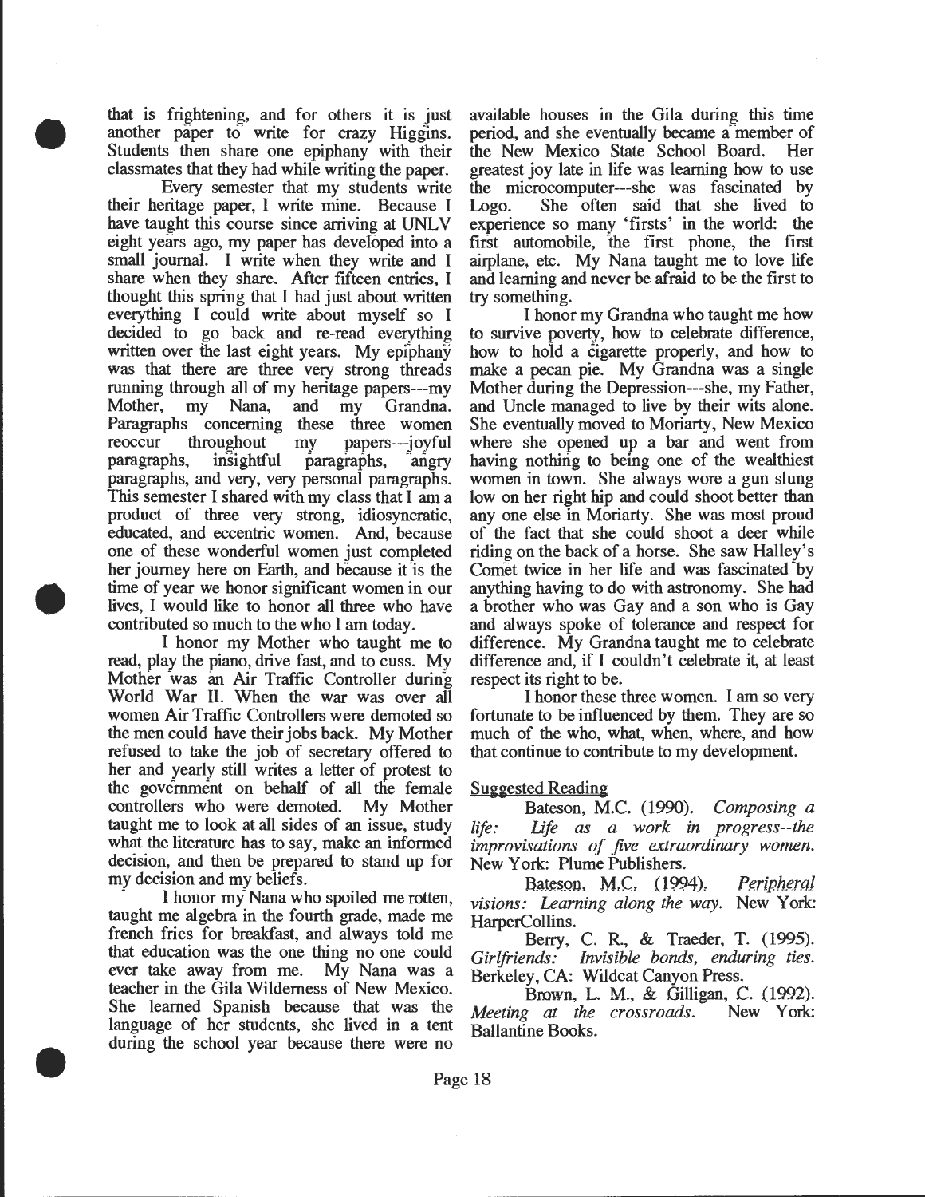that is frightening, and for others it is just another paper to write for crazy Higgins. Students then share one epiphany with their classmates that they had while writing the paper.

Every semester that my students write their heritage paper, I write mine. Because I have taught this course since arriving at UNLV eight years ago, my paper has developed into a small journal. I write when they write and I share when they share. After fifteen entries, I thought this spring that I had just about written everything I could write about myself so I decided to go back and re-read everything written over the last eight years. My epiphany was that there are three very strong threads running through all of my heritage papers---my Mother, my Nana, and my Grandna. Paragraphs concerning these three women reoccur throughout my papers---joyful paragraphs, insightful paragraphs, angry paragraphs, and very, very personal paragraphs. This semester I shared with my class that I am a product of three very strong, idiosyncratic, educated, and eccentric women. And, because one of these wonderful women just completed her journey here on Earth, and because it is the time of year we honor significant women in our lives, I would like to honor all three who have contributed so much to the who I am today.

I honor my Mother who taught me to read, play the piano, drive fast, and to cuss. My Mother was an Air Traffic Controller during World War II. When the war was over all women Air Traffic Controllers were demoted so the men could have their jobs back. My Mother refused to take the job of secretary offered to her and yearly still writes a letter of protest to the government on behalf of all the female controllers who were demoted. My Mother taught me to look at all sides of an issue, study what the literature has to say, make an informed decision, and then be prepared to stand up for my decision and my beliefs.

I honor my Nana who spoiled me rotten, taught me algebra in the fourth grade, made me french fries for breakfast, and always told me that education was the one thing no one could ever take away from me. My Nana was a teacher in the Gila Wilderness of New Mexico. She learned Spanish because that was the language of her students, she lived in a tent during the school year because there were no available houses in the Gila during this time period, and she eventually became a member of the New Mexico State School Board. Her greatest joy late in life was learning how to use the microcomputer---she was fascinated by Logo. She often said that she lived to experience so many 'firsts' in the world: the first automobile, the first phone, the first airplane, etc. My Nana taught me to love life and learning and never be afraid to be the first to try something.

I honor my Grandna who taught me how to survive poverty, how to celebrate difference, how to hold a cigarette properly, and how to make a pecan pie. My Grandna was a single Mother during the Depression---she, my Father, and Uncle managed to live by their wits alone. She eventually moved to Moriarty, New Mexico where she opened up a bar and went from having nothing to being one of the wealthiest women in town. She always wore a gun slung low on her right hip and could shoot better than any one else in Moriarty. She was most proud of the fact that she could shoot a deer while riding on the back of a horse. She saw Halley's Comet twice in her life and was fascinated by anything having to do with astronomy. She had a brother who was Gay and a son who is Gay and always spoke of tolerance and respect for difference. My Grandna taught me to celebrate difference and, if I couldn't celebrate it, at least respect its right to be.

I honor these three women. I am so very fortunate to be influenced by them. They are so much of the who, what, when, where, and how that continue to contribute to my development.

<u>Suggested Reading</u>

Bateson, M.C. (1990). *Composing a life: Life as a work in progress--the improvisations of five extraordinary women.* New York: Plume Publishers.

Bateson, M.C. (1994). *Peripheral visions: Learning along the way.* New York: HarperCollins.

Berry, C. R., & Traeder, T. (1995). *Girlfriends: Invisible bonds, enduring ties.* Berkeley, CA: Wildcat Canyon Press.

Brown, L. M., & Gilligan, C. (1992). *Meeting at the crossroads.* New York: Ballantine Books.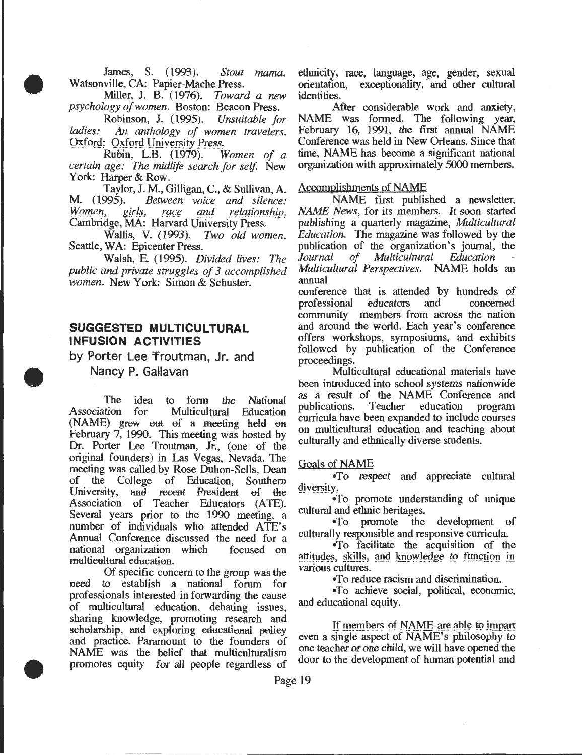James, S. (1993). *Stout mama.* Watsonville, CA: Papier-Mache Press.

Miller, J. B. (1976). *Toward a new psychology of women.* Boston: Beacon Press.

Robinson, J. (1995). *Unsuitable for ladies: An anthology of women travelers.* Oxford: Oxford University Press.

Rubin, L.B. (1979). *Women of a certain age: The midlife search for self.* New York: Harper & Row.

Taylor, J. M., Gilligan, C., & Sullivan, A. M. (1995). *Between voice and silence: Women, girls, race and relationship.* Cambridge, MA: Harvard University Press.

Wallis, V. (1993). *Two old women.* Seattle, WA: Epicenter Press.

Walsh, E. (1995). *Divided lives: The public and private struggles of 3 accomplished women.* New York: Simon & Schuster.

## SUGGESTED MULTICULTURAL INFUSION ACTIVITIES

### by Porter Lee Troutman, Jr. and Nancy P. Gallavan

The idea to form the National Association for Multicultural Education (NAME) grew out of a meeting held on February 7, 1990. This meeting was hosted by Dr. Porter Lee Troutman, Jr., (one of the original founders) in Las Vegas, Nevada. The meeting was called by Rose Duhon-Sells, Dean of the College of Education, Southern University, and recent President of the Association of Teacher Educators (ATE). Several years prior to the 1990 meeting, a number of individuals who attended ATE's Annual Conference discussed the need for a national organization which focused on multicultural education.

Of specific concern to the group was the need to establish a national forum for professionals interested in forwarding the cause of multicultural education, debating issues, sharing knowledge, promoting research and scholarship, and exploring educational policy and practice. Paramount to the founders of NAME was the belief that multiculturalism promotes equity for all people regardless of ethnicity, race, language, age, gender, sexual orientation, exceptionality, and other cultural identities.

After considerable work and anxiety, NAME was formed. The following year, February 16, 1991, the first annual NAME Conference was held in New Orleans. Since that time, NAME has become a significant national organization with approximately 5000 members.

#### Accomplishments of NAME

NAME first published a newsletter, *NAME News*, for its members. It soon started publishing a quarterly magazine, *Multicultural Education.* The magazine was followed by the publication of the organization's journal, the *Journal of Multicultural Education - Multicultural Perspectives.* NAME holds an annual conference that is attended by hundreds of professional educators and concerned community members from across the nation and around the world. Each year's conference offers workshops, symposiums, and exhibits followed by publication of the Conference proceedings.

Multicultural educational materials have been introduced into school systems nationwide as a result of the NAME Conference and publications. Teacher education program curricula have been expanded to include courses on multicultural education and teaching about culturally and ethnically diverse students.

#### Goals of NAME

- To respect and appreciate cultural diversity.
- To promote understanding of unique cultural and ethnic heritages.
- To promote the development of culturally responsible and responsive curricula.
- To facilitate the acquisition of the attitudes, skills, and knowledge to function in various cultures.
- To reduce racism and discrimination.
- To achieve social, political, economic, and educational equity.

If members of NAME are able to impart even a single aspect of NAME's philosophy to one teacher or one child, we will have opened the door to the development of human potential and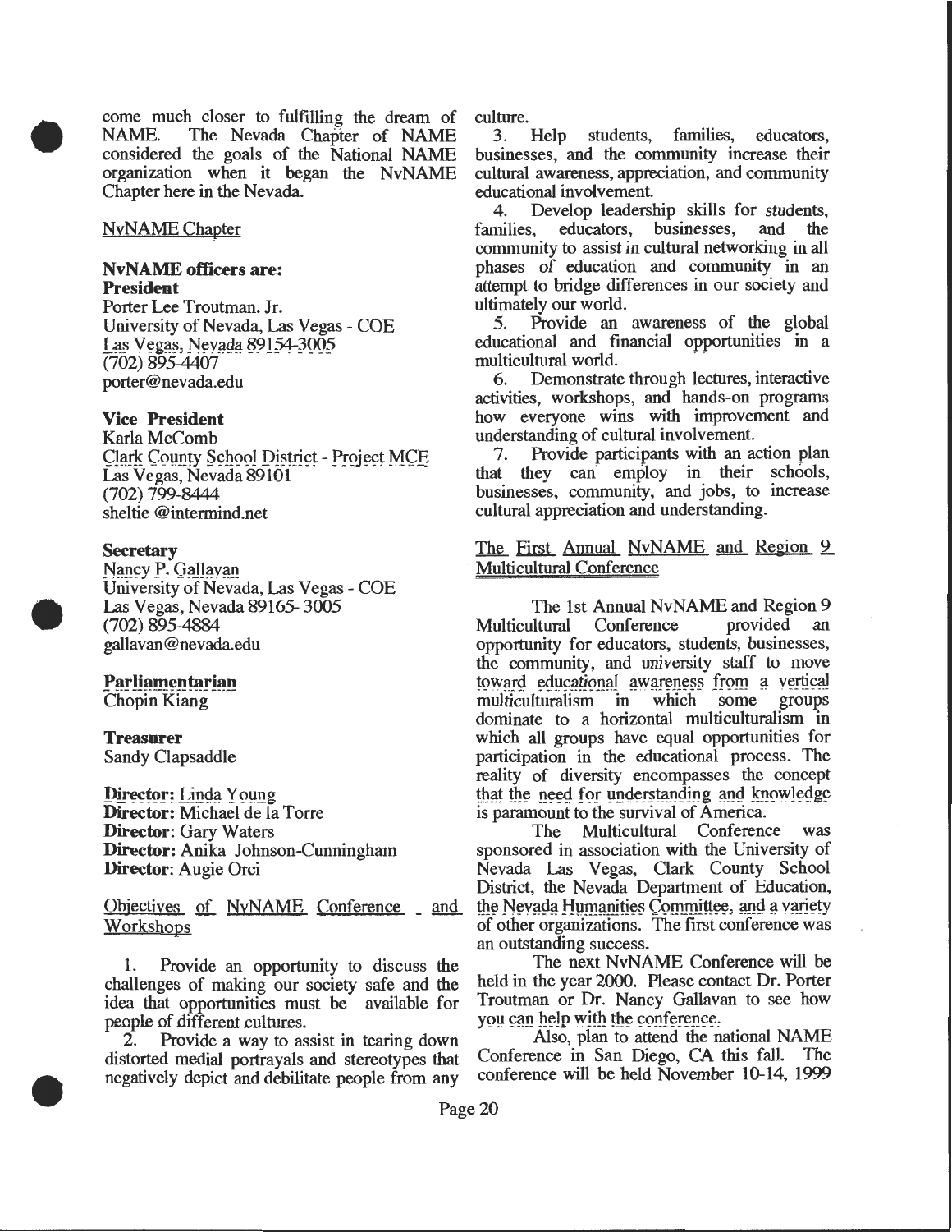come much closer to fulfilling the dream of NAME. The Nevada Chapter of NAME considered the goals of the National NAME organization when it began the NvNAME Chapter here in the Nevada.

NvNAME Chapter

**NvNAME officers are:**

**President**
Porter Lee Troutman. Jr.
University of Nevada, Las Vegas - COE
Las Vegas, Nevada 89154-3005
(702) 895-4407
porter@nevada.edu

**Vice President**
Karla McComb
Clark County School District - Project MCE
Las Vegas, Nevada 89101
(702) 799-8444
sheltie @intermind.net

**Secretary**
Nancy P. Gallavan
University of Nevada, Las Vegas - COE
Las Vegas, Nevada 89165- 3005
(702) 895-4884
gallavan@nevada.edu

**Parliamentarian**
Chopin Kiang

**Treasurer**
Sandy Clapsaddle

**Director:** Linda Young
**Director:** Michael de la Torre
**Director**: Gary Waters
**Director:** Anika Johnson-Cunningham
**Director**: Augie Orci

Objectives of NvNAME Conference and Workshops

1. Provide an opportunity to discuss the challenges of making our society safe and the idea that opportunities must be available for people of different cultures.
2. Provide a way to assist in tearing down distorted medial portrayals and stereotypes that negatively depict and debilitate people from any culture.
3. Help students, families, educators, businesses, and the community increase their cultural awareness, appreciation, and community educational involvement.
4. Develop leadership skills for students, families, educators, businesses, and the community to assist in cultural networking in all phases of education and community in an attempt to bridge differences in our society and ultimately our world.
5. Provide an awareness of the global educational and financial opportunities in a multicultural world.
6. Demonstrate through lectures, interactive activities, workshops, and hands-on programs how everyone wins with improvement and understanding of cultural involvement.
7. Provide participants with an action plan that they can employ in their schools, businesses, community, and jobs, to increase cultural appreciation and understanding.

The First Annual NvNAME and Region 9 Multicultural Conference

The 1st Annual NvNAME and Region 9 Multicultural Conference provided an opportunity for educators, students, businesses, the community, and university staff to move toward educational awareness from a vertical multiculturalism in which some groups dominate to a horizontal multiculturalism in which all groups have equal opportunities for participation in the educational process. The reality of diversity encompasses the concept that the need for understanding and knowledge is paramount to the survival of America.

The Multicultural Conference was sponsored in association with the University of Nevada Las Vegas, Clark County School District, the Nevada Department of Education, the Nevada Humanities Committee, and a variety of other organizations. The first conference was an outstanding success.

The next NvNAME Conference will be held in the year 2000. Please contact Dr. Porter Troutman or Dr. Nancy Gallavan to see how you can help with the conference.

Also, plan to attend the national NAME Conference in San Diego, CA this fall. The conference will be held November 10-14, 1999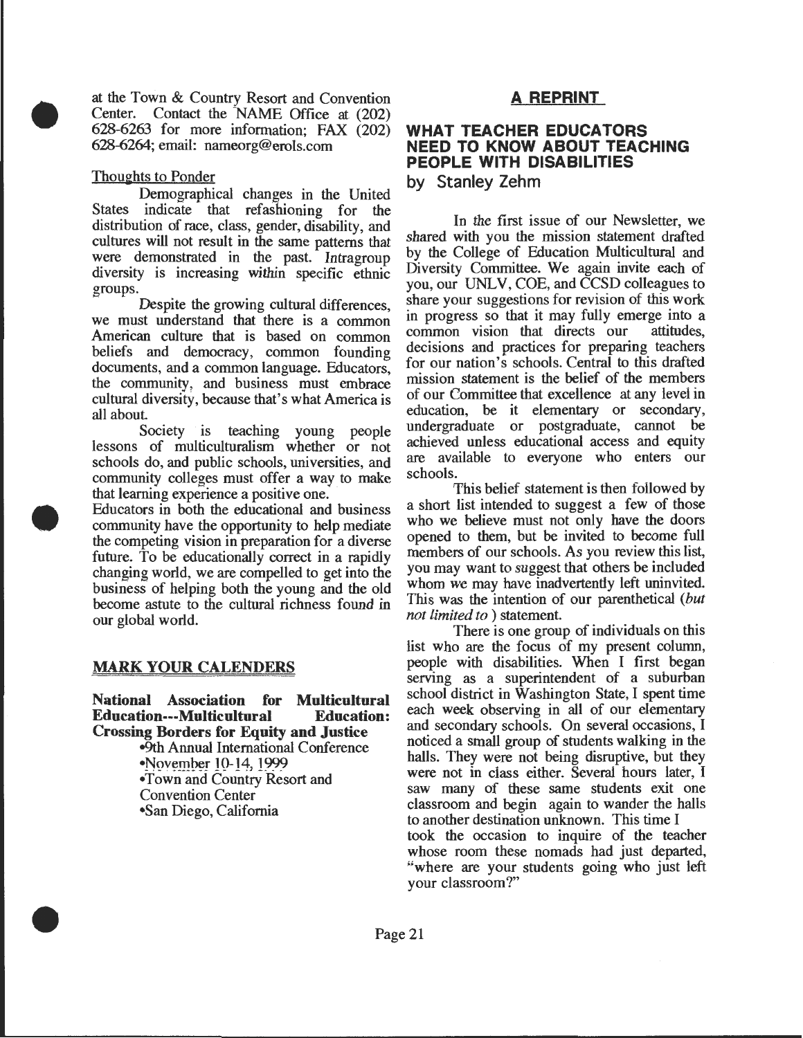at the Town & Country Resort and Convention Center. Contact the NAME Office at (202) 628-6263 for more information; FAX (202) 628-6264; email: nameorg@erols.com

Thoughts to Ponder

Demographical changes in the United States indicate that refashioning for the distribution of race, class, gender, disability, and cultures will not result in the same patterns that were demonstrated in the past. Intragroup diversity is increasing within specific ethnic groups.

Despite the growing cultural differences, we must understand that there is a common American culture that is based on common beliefs and democracy, common founding documents, and a common language. Educators, the community, and business must embrace cultural diversity, because that's what America is all about.

Society is teaching young people lessons of multiculturalism whether or not schools do, and public schools, universities, and community colleges must offer a way to make that learning experience a positive one.

Educators in both the educational and business community have the opportunity to help mediate the competing vision in preparation for a diverse future. To be educationally correct in a rapidly changing world, we are compelled to get into the business of helping both the young and the old become astute to the cultural richness found in our global world.

## MARK YOUR CALENDERS

**National Association for Multicultural Education---Multicultural Education: Crossing Borders for Equity and Justice**

- 9th Annual International Conference
- November 10-14, 1999
- Town and Country Resort and Convention Center
- San Diego, California

## A REPRINT

## WHAT TEACHER EDUCATORS NEED TO KNOW ABOUT TEACHING PEOPLE WITH DISABILITIES

by Stanley Zehm

In the first issue of our Newsletter, we shared with you the mission statement drafted by the College of Education Multicultural and Diversity Committee. We again invite each of you, our UNLV, COE, and CCSD colleagues to share your suggestions for revision of this work in progress so that it may fully emerge into a common vision that directs our attitudes, decisions and practices for preparing teachers for our nation's schools. Central to this drafted mission statement is the belief of the members of our Committee that excellence at any level in education, be it elementary or secondary, undergraduate or postgraduate, cannot be achieved unless educational access and equity are available to everyone who enters our schools.

This belief statement is then followed by a short list intended to suggest a few of those who we believe must not only have the doors opened to them, but be invited to become full members of our schools. As you review this list, you may want to suggest that others be included whom we may have inadvertently left uninvited. This was the intention of our parenthetical (*but not limited to* ) statement.

There is one group of individuals on this list who are the focus of my present column, people with disabilities. When I first began serving as a superintendent of a suburban school district in Washington State, I spent time each week observing in all of our elementary and secondary schools. On several occasions, I noticed a small group of students walking in the halls. They were not being disruptive, but they were not in class either. Several hours later, I saw many of these same students exit one classroom and begin again to wander the halls to another destination unknown. This time I took the occasion to inquire of the teacher whose room these nomads had just departed, "where are your students going who just left your classroom?"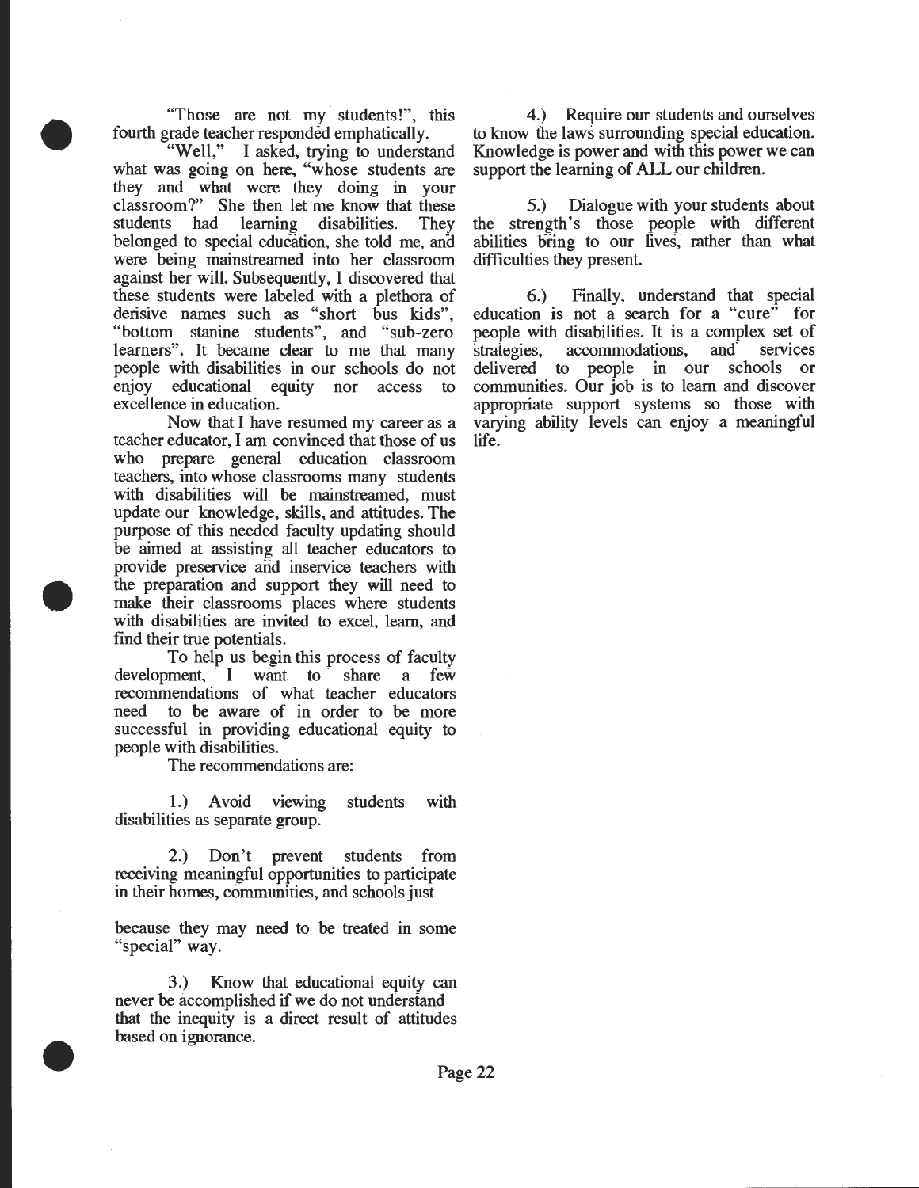"Those are not my students!", this fourth grade teacher responded emphatically.

"Well," I asked, trying to understand what was going on here, "whose students are they and what were they doing in your classroom?" She then let me know that these students had learning disabilities. They belonged to special education, she told me, and were being mainstreamed into her classroom against her will. Subsequently, I discovered that these students were labeled with a plethora of derisive names such as "short bus kids", "bottom stanine students", and "sub-zero learners". It became clear to me that many people with disabilities in our schools do not enjoy educational equity nor access to excellence in education.

Now that I have resumed my career as a teacher educator, I am convinced that those of us who prepare general education classroom teachers, into whose classrooms many students with disabilities will be mainstreamed, must update our knowledge, skills, and attitudes. The purpose of this needed faculty updating should be aimed at assisting all teacher educators to provide preservice and inservice teachers with the preparation and support they will need to make their classrooms places where students with disabilities are invited to excel, learn, and find their true potentials.

To help us begin this process of faculty development, I want to share a few recommendations of what teacher educators need to be aware of in order to be more successful in providing educational equity to people with disabilities.

The recommendations are:

1.) Avoid viewing students with disabilities as separate group.

2.) Don't prevent students from receiving meaningful opportunities to participate in their homes, communities, and schools just because they may need to be treated in some "special" way.

3.) Know that educational equity can never be accomplished if we do not understand that the inequity is a direct result of attitudes based on ignorance.

4.) Require our students and ourselves to know the laws surrounding special education. Knowledge is power and with this power we can support the learning of ALL our children.

5.) Dialogue with your students about the strength's those people with different abilities bring to our lives, rather than what difficulties they present.

6.) Finally, understand that special education is not a search for a "cure" for people with disabilities. It is a complex set of strategies, accommodations, and services delivered to people in our schools or communities. Our job is to learn and discover appropriate support systems so those with varying ability levels can enjoy a meaningful life.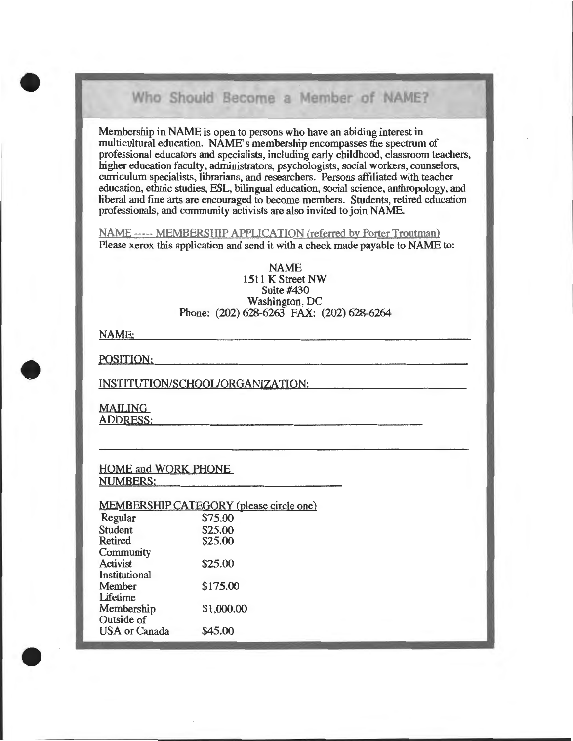## Who Should Become a Member of NAME?

Membership in NAME is open to persons who have an abiding interest in multicultural education. NAME's membership encompasses the spectrum of professional educators and specialists, including early childhood, classroom teachers, higher education faculty, administrators, psychologists, social workers, counselors, curriculum specialists, librarians, and researchers. Persons affiliated with teacher education, ethnic studies, ESL, bilingual education, social science, anthropology, and liberal and fine arts are encouraged to become members. Students, retired education professionals, and community activists are also invited to join NAME.

NAME ----- MEMBERSHIP APPLICATION (referred by Porter Troutman)

Please xerox this application and send it with a check made payable to NAME to:

NAME
1511 K Street NW
Suite #430
Washington, DC
Phone: (202) 628-6263 FAX: (202) 628-6264

NAME: ______________________________

POSITION: ______________________________

INSTITUTION/SCHOOL/ORGANIZATION: ______________________________

MAILING ADDRESS: ______________________________

______________________________

HOME and WORK PHONE NUMBERS: ______________________________

MEMBERSHIP CATEGORY (please circle one)

| | |
|---|---|
| Regular | $75.00 |
| Student | $25.00 |
| Retired | $25.00 |
| Community Activist | $25.00 |
| Institutional Member | $175.00 |
| Lifetime Membership | $1,000.00 |
| Outside of USA or Canada | $45.00 |